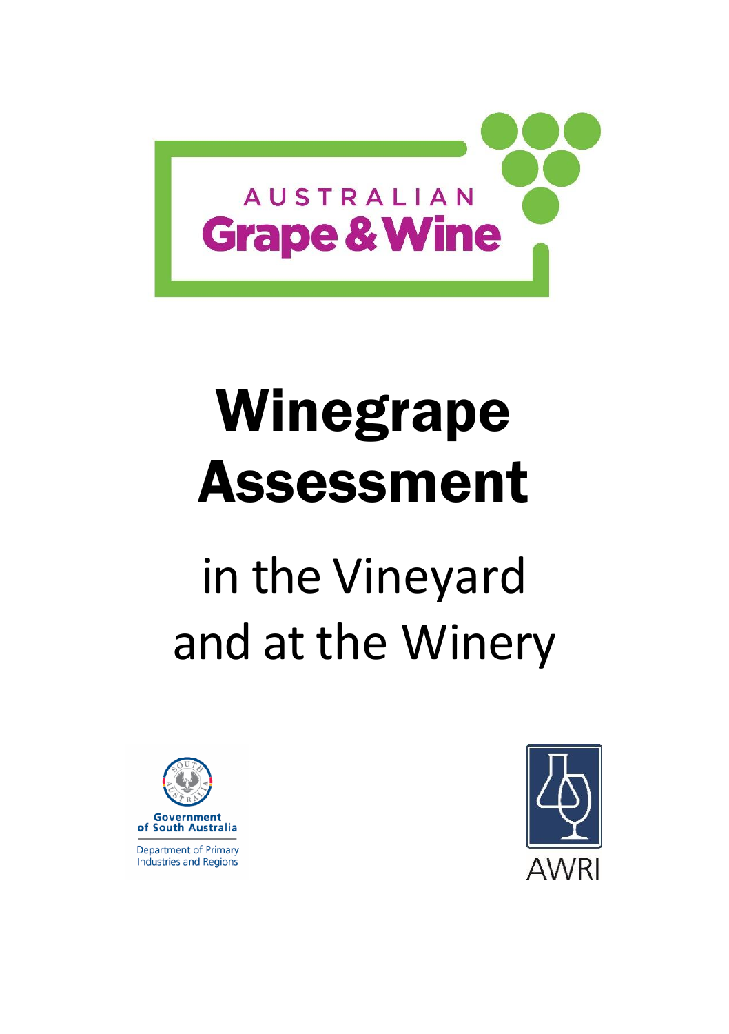AUSTRALIAN

Grape & Wine

# Winegrape Assessment

## in the Vineyard and at the Winery

Government of South Australia

Department of Primary Industries and Regions

AWRI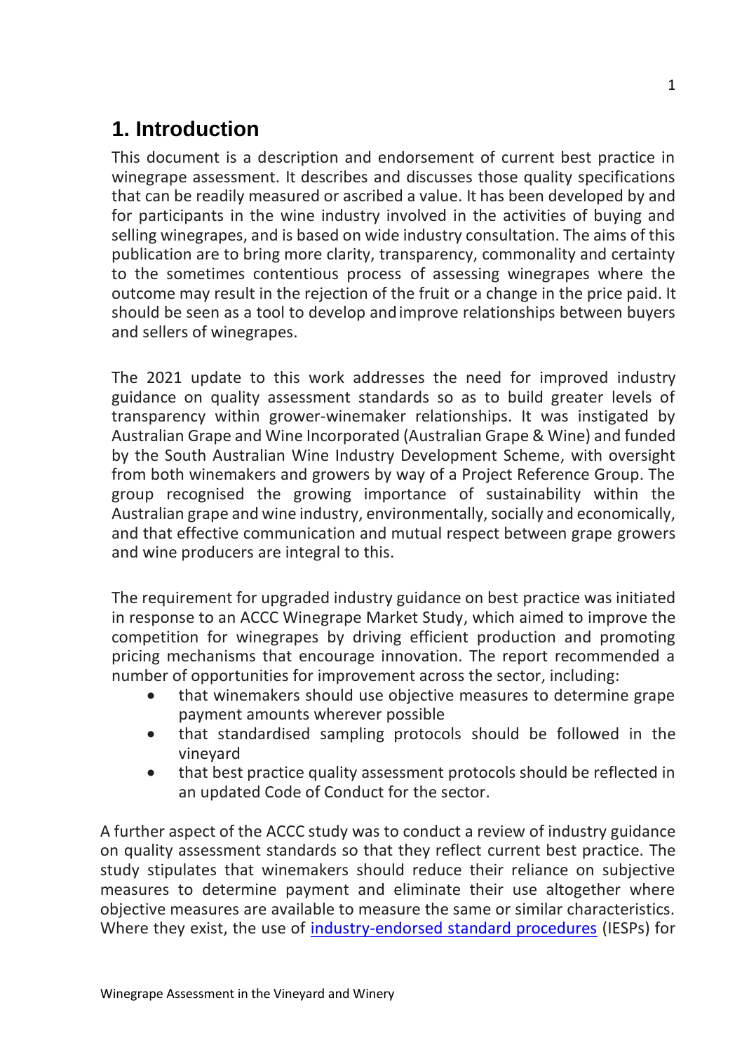# 1. Introduction

This document is a description and endorsement of current best practice in winegrape assessment. It describes and discusses those quality specifications that can be readily measured or ascribed a value. It has been developed by and for participants in the wine industry involved in the activities of buying and selling winegrapes, and is based on wide industry consultation. The aims of this publication are to bring more clarity, transparency, commonality and certainty to the sometimes contentious process of assessing winegrapes where the outcome may result in the rejection of the fruit or a change in the price paid. It should be seen as a tool to develop and improve relationships between buyers and sellers of winegrapes.

The 2021 update to this work addresses the need for improved industry guidance on quality assessment standards so as to build greater levels of transparency within grower-winemaker relationships. It was instigated by Australian Grape and Wine Incorporated (Australian Grape & Wine) and funded by the South Australian Wine Industry Development Scheme, with oversight from both winemakers and growers by way of a Project Reference Group. The group recognised the growing importance of sustainability within the Australian grape and wine industry, environmentally, socially and economically, and that effective communication and mutual respect between grape growers and wine producers are integral to this.

The requirement for upgraded industry guidance on best practice was initiated in response to an ACCC Winegrape Market Study, which aimed to improve the competition for winegrapes by driving efficient production and promoting pricing mechanisms that encourage innovation. The report recommended a number of opportunities for improvement across the sector, including:

- that winemakers should use objective measures to determine grape payment amounts wherever possible
- that standardised sampling protocols should be followed in the vineyard
- that best practice quality assessment protocols should be reflected in an updated Code of Conduct for the sector.

A further aspect of the ACCC study was to conduct a review of industry guidance on quality assessment standards so that they reflect current best practice. The study stipulates that winemakers should reduce their reliance on subjective measures to determine payment and eliminate their use altogether where objective measures are available to measure the same or similar characteristics. Where they exist, the use of industry-endorsed standard procedures (IESPs) for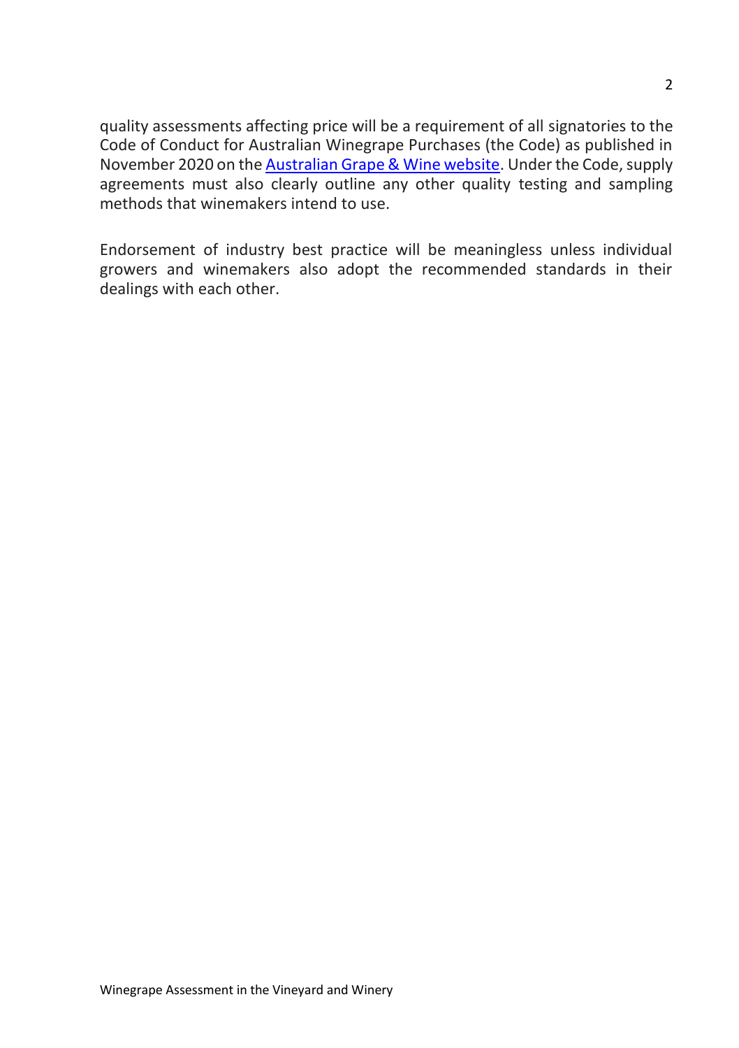quality assessments affecting price will be a requirement of all signatories to the Code of Conduct for Australian Winegrape Purchases (the Code) as published in November 2020 on the Australian Grape & Wine website. Under the Code, supply agreements must also clearly outline any other quality testing and sampling methods that winemakers intend to use.

Endorsement of industry best practice will be meaningless unless individual growers and winemakers also adopt the recommended standards in their dealings with each other.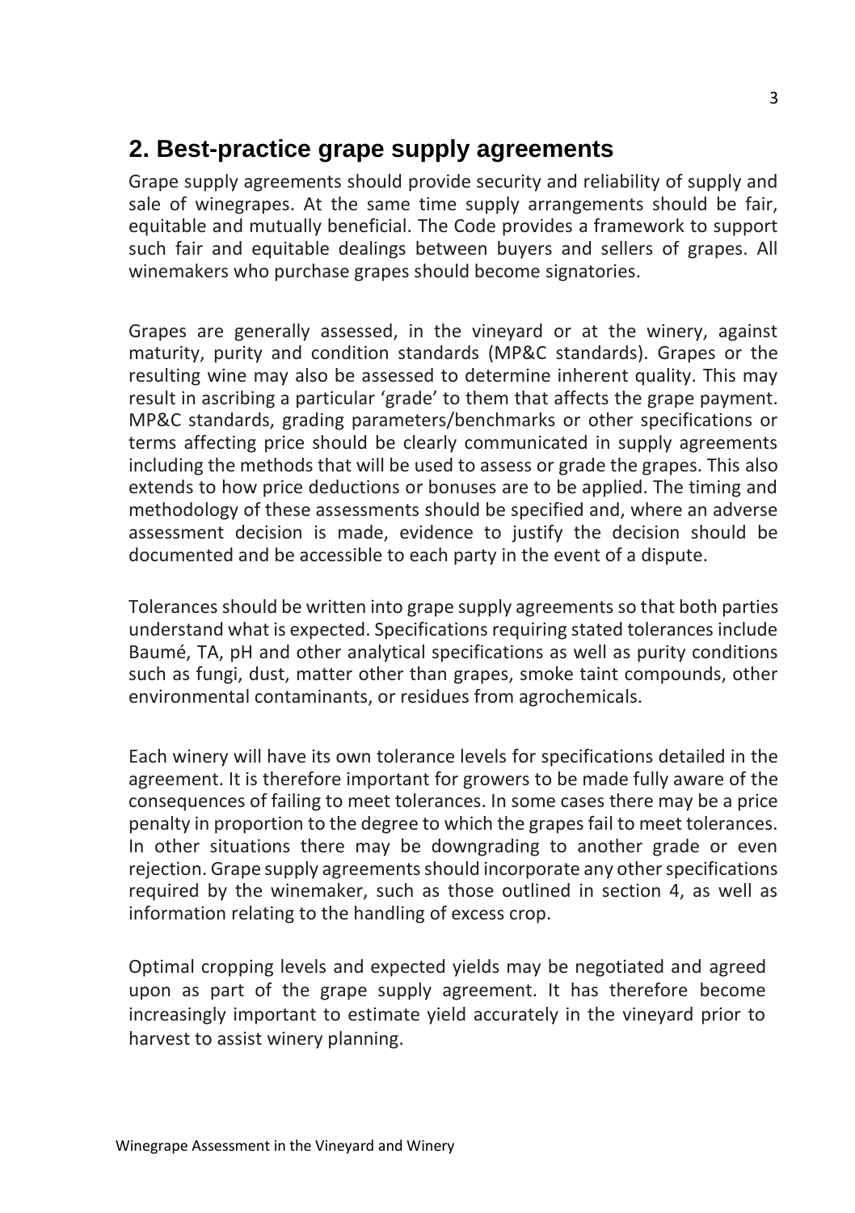## 2. Best-practice grape supply agreements

Grape supply agreements should provide security and reliability of supply and sale of winegrapes. At the same time supply arrangements should be fair, equitable and mutually beneficial. The Code provides a framework to support such fair and equitable dealings between buyers and sellers of grapes. All winemakers who purchase grapes should become signatories.

Grapes are generally assessed, in the vineyard or at the winery, against maturity, purity and condition standards (MP&C standards). Grapes or the resulting wine may also be assessed to determine inherent quality. This may result in ascribing a particular 'grade' to them that affects the grape payment. MP&C standards, grading parameters/benchmarks or other specifications or terms affecting price should be clearly communicated in supply agreements including the methods that will be used to assess or grade the grapes. This also extends to how price deductions or bonuses are to be applied. The timing and methodology of these assessments should be specified and, where an adverse assessment decision is made, evidence to justify the decision should be documented and be accessible to each party in the event of a dispute.

Tolerances should be written into grape supply agreements so that both parties understand what is expected. Specifications requiring stated tolerances include Baumé, TA, pH and other analytical specifications as well as purity conditions such as fungi, dust, matter other than grapes, smoke taint compounds, other environmental contaminants, or residues from agrochemicals.

Each winery will have its own tolerance levels for specifications detailed in the agreement. It is therefore important for growers to be made fully aware of the consequences of failing to meet tolerances. In some cases there may be a price penalty in proportion to the degree to which the grapes fail to meet tolerances. In other situations there may be downgrading to another grade or even rejection. Grape supply agreements should incorporate any other specifications required by the winemaker, such as those outlined in section 4, as well as information relating to the handling of excess crop.

Optimal cropping levels and expected yields may be negotiated and agreed upon as part of the grape supply agreement. It has therefore become increasingly important to estimate yield accurately in the vineyard prior to harvest to assist winery planning.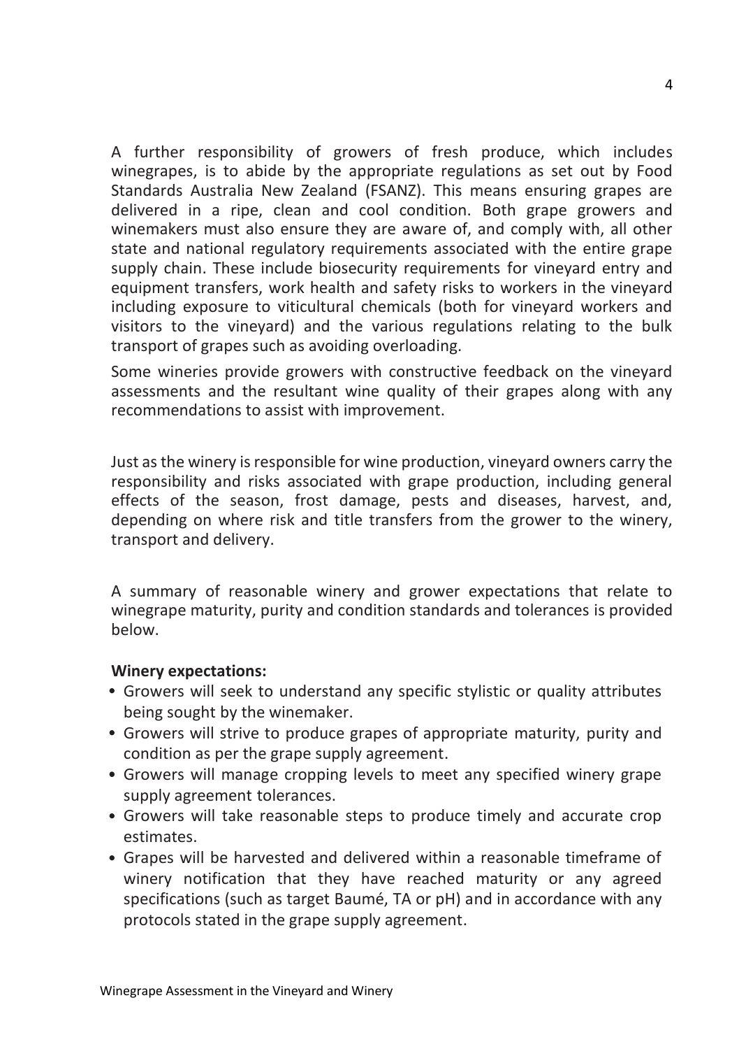A further responsibility of growers of fresh produce, which includes winegrapes, is to abide by the appropriate regulations as set out by Food Standards Australia New Zealand (FSANZ). This means ensuring grapes are delivered in a ripe, clean and cool condition. Both grape growers and winemakers must also ensure they are aware of, and comply with, all other state and national regulatory requirements associated with the entire grape supply chain. These include biosecurity requirements for vineyard entry and equipment transfers, work health and safety risks to workers in the vineyard including exposure to viticultural chemicals (both for vineyard workers and visitors to the vineyard) and the various regulations relating to the bulk transport of grapes such as avoiding overloading.

Some wineries provide growers with constructive feedback on the vineyard assessments and the resultant wine quality of their grapes along with any recommendations to assist with improvement.

Just as the winery is responsible for wine production, vineyard owners carry the responsibility and risks associated with grape production, including general effects of the season, frost damage, pests and diseases, harvest, and, depending on where risk and title transfers from the grower to the winery, transport and delivery.

A summary of reasonable winery and grower expectations that relate to winegrape maturity, purity and condition standards and tolerances is provided below.

**Winery expectations:**

- Growers will seek to understand any specific stylistic or quality attributes being sought by the winemaker.
- Growers will strive to produce grapes of appropriate maturity, purity and condition as per the grape supply agreement.
- Growers will manage cropping levels to meet any specified winery grape supply agreement tolerances.
- Growers will take reasonable steps to produce timely and accurate crop estimates.
- Grapes will be harvested and delivered within a reasonable timeframe of winery notification that they have reached maturity or any agreed specifications (such as target Baumé, TA or pH) and in accordance with any protocols stated in the grape supply agreement.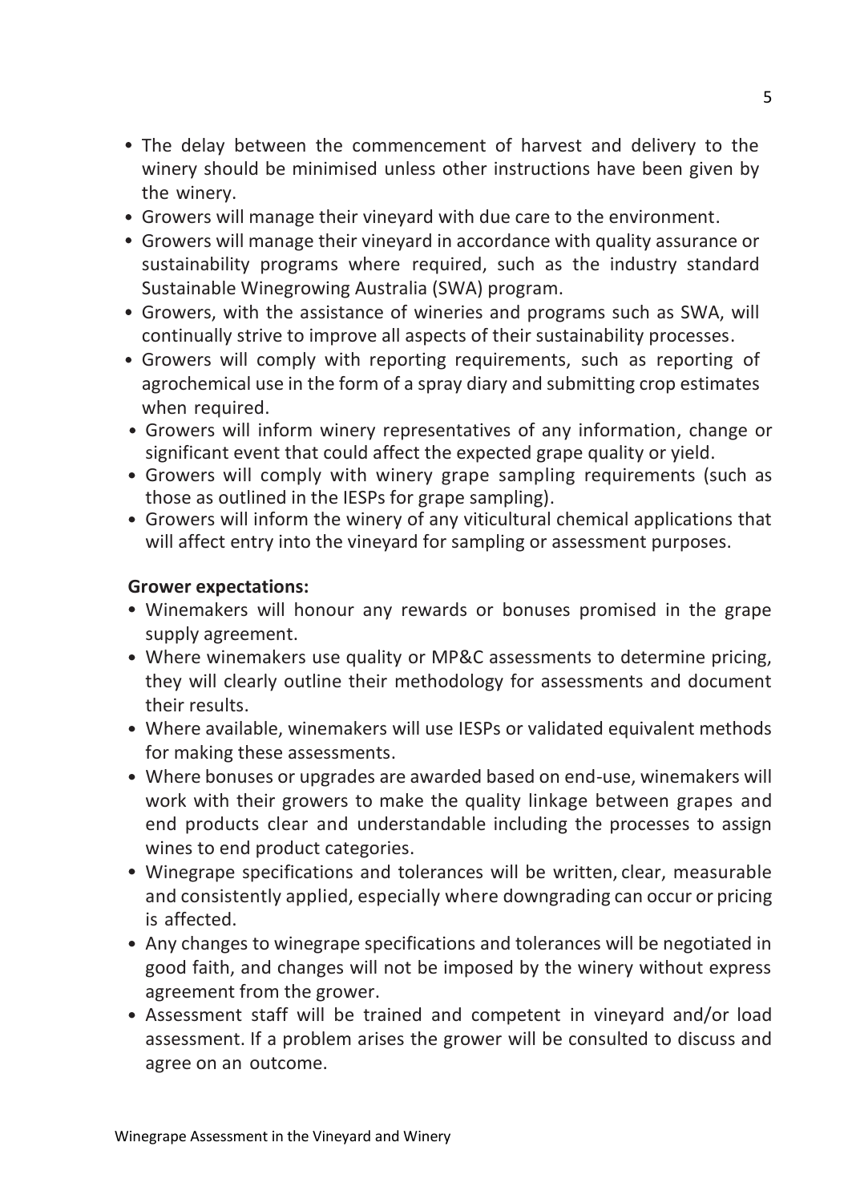- The delay between the commencement of harvest and delivery to the winery should be minimised unless other instructions have been given by the winery.
- Growers will manage their vineyard with due care to the environment.
- Growers will manage their vineyard in accordance with quality assurance or sustainability programs where required, such as the industry standard Sustainable Winegrowing Australia (SWA) program.
- Growers, with the assistance of wineries and programs such as SWA, will continually strive to improve all aspects of their sustainability processes.
- Growers will comply with reporting requirements, such as reporting of agrochemical use in the form of a spray diary and submitting crop estimates when required.
- Growers will inform winery representatives of any information, change or significant event that could affect the expected grape quality or yield.
- Growers will comply with winery grape sampling requirements (such as those as outlined in the IESPs for grape sampling).
- Growers will inform the winery of any viticultural chemical applications that will affect entry into the vineyard for sampling or assessment purposes.

**Grower expectations:**

- Winemakers will honour any rewards or bonuses promised in the grape supply agreement.
- Where winemakers use quality or MP&C assessments to determine pricing, they will clearly outline their methodology for assessments and document their results.
- Where available, winemakers will use IESPs or validated equivalent methods for making these assessments.
- Where bonuses or upgrades are awarded based on end-use, winemakers will work with their growers to make the quality linkage between grapes and end products clear and understandable including the processes to assign wines to end product categories.
- Winegrape specifications and tolerances will be written, clear, measurable and consistently applied, especially where downgrading can occur or pricing is affected.
- Any changes to winegrape specifications and tolerances will be negotiated in good faith, and changes will not be imposed by the winery without express agreement from the grower.
- Assessment staff will be trained and competent in vineyard and/or load assessment. If a problem arises the grower will be consulted to discuss and agree on an outcome.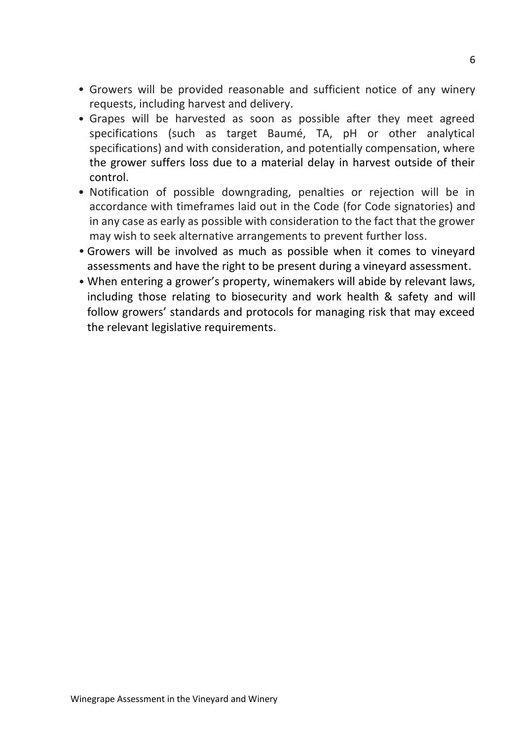- Growers will be provided reasonable and sufficient notice of any winery requests, including harvest and delivery.
- Grapes will be harvested as soon as possible after they meet agreed specifications (such as target Baumé, TA, pH or other analytical specifications) and with consideration, and potentially compensation, where the grower suffers loss due to a material delay in harvest outside of their control.
- Notification of possible downgrading, penalties or rejection will be in accordance with timeframes laid out in the Code (for Code signatories) and in any case as early as possible with consideration to the fact that the grower may wish to seek alternative arrangements to prevent further loss.
- Growers will be involved as much as possible when it comes to vineyard assessments and have the right to be present during a vineyard assessment.
- When entering a grower's property, winemakers will abide by relevant laws, including those relating to biosecurity and work health & safety and will follow growers' standards and protocols for managing risk that may exceed the relevant legislative requirements.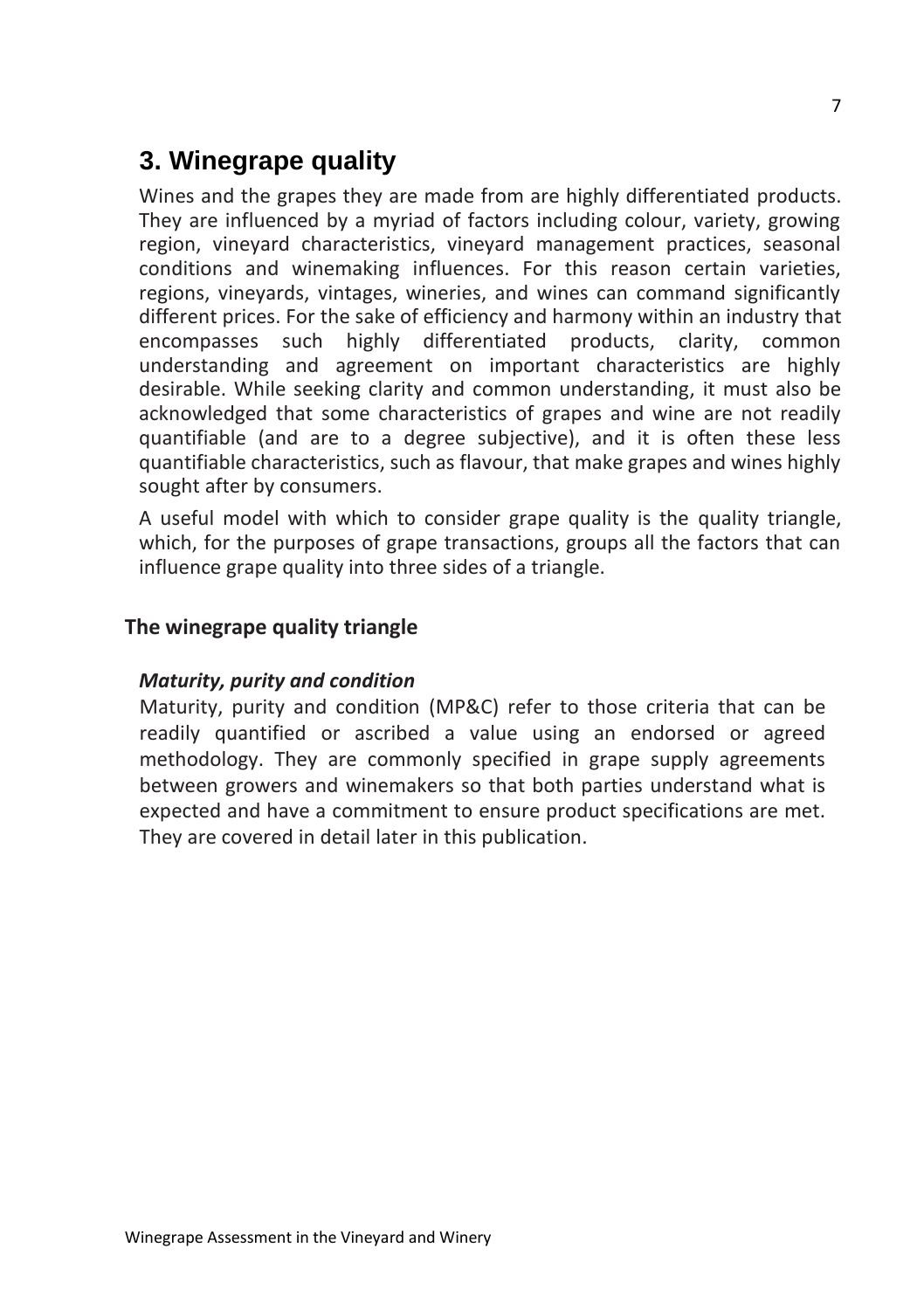# 3. Winegrape quality

Wines and the grapes they are made from are highly differentiated products. They are influenced by a myriad of factors including colour, variety, growing region, vineyard characteristics, vineyard management practices, seasonal conditions and winemaking influences. For this reason certain varieties, regions, vineyards, vintages, wineries, and wines can command significantly different prices. For the sake of efficiency and harmony within an industry that encompasses such highly differentiated products, clarity, common understanding and agreement on important characteristics are highly desirable. While seeking clarity and common understanding, it must also be acknowledged that some characteristics of grapes and wine are not readily quantifiable (and are to a degree subjective), and it is often these less quantifiable characteristics, such as flavour, that make grapes and wines highly sought after by consumers.

A useful model with which to consider grape quality is the quality triangle, which, for the purposes of grape transactions, groups all the factors that can influence grape quality into three sides of a triangle.

## The winegrape quality triangle

### *Maturity, purity and condition*

Maturity, purity and condition (MP&C) refer to those criteria that can be readily quantified or ascribed a value using an endorsed or agreed methodology. They are commonly specified in grape supply agreements between growers and winemakers so that both parties understand what is expected and have a commitment to ensure product specifications are met. They are covered in detail later in this publication.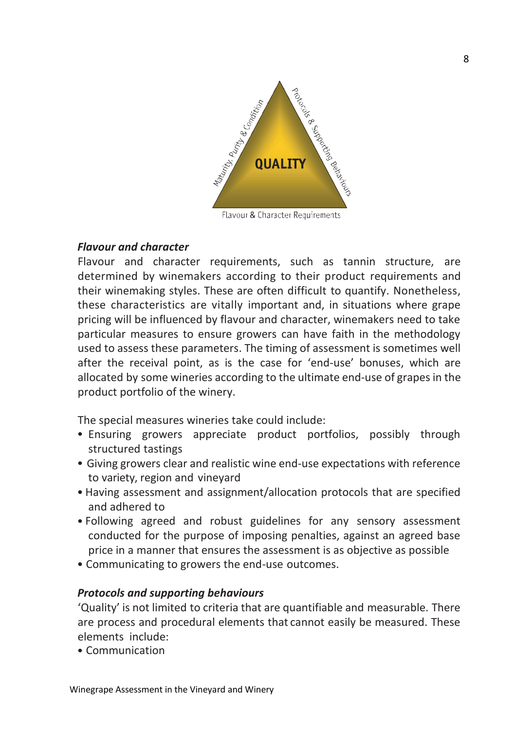QUALITY

Maturity, Purity & Condition

Protocols & Supporting Behaviours

Flavour & Character Requirements

***Flavour and character***

Flavour and character requirements, such as tannin structure, are determined by winemakers according to their product requirements and their winemaking styles. These are often difficult to quantify. Nonetheless, these characteristics are vitally important and, in situations where grape pricing will be influenced by flavour and character, winemakers need to take particular measures to ensure growers can have faith in the methodology used to assess these parameters. The timing of assessment is sometimes well after the receival point, as is the case for 'end-use' bonuses, which are allocated by some wineries according to the ultimate end-use of grapes in the product portfolio of the winery.

The special measures wineries take could include:

- Ensuring growers appreciate product portfolios, possibly through structured tastings
- Giving growers clear and realistic wine end-use expectations with reference to variety, region and vineyard
- Having assessment and assignment/allocation protocols that are specified and adhered to
- Following agreed and robust guidelines for any sensory assessment conducted for the purpose of imposing penalties, against an agreed base price in a manner that ensures the assessment is as objective as possible
- Communicating to growers the end-use outcomes.

***Protocols and supporting behaviours***

'Quality' is not limited to criteria that are quantifiable and measurable. There are process and procedural elements that cannot easily be measured. These elements include:

- Communication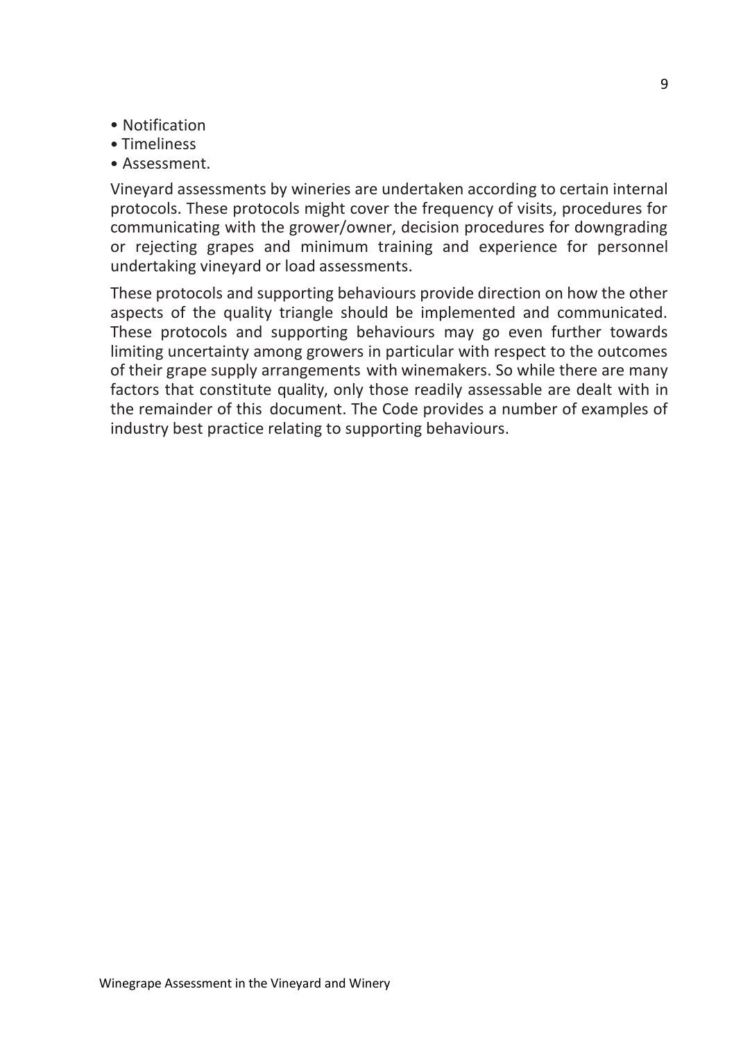- Notification
- Timeliness
- Assessment.

Vineyard assessments by wineries are undertaken according to certain internal protocols. These protocols might cover the frequency of visits, procedures for communicating with the grower/owner, decision procedures for downgrading or rejecting grapes and minimum training and experience for personnel undertaking vineyard or load assessments.

These protocols and supporting behaviours provide direction on how the other aspects of the quality triangle should be implemented and communicated. These protocols and supporting behaviours may go even further towards limiting uncertainty among growers in particular with respect to the outcomes of their grape supply arrangements with winemakers. So while there are many factors that constitute quality, only those readily assessable are dealt with in the remainder of this document. The Code provides a number of examples of industry best practice relating to supporting behaviours.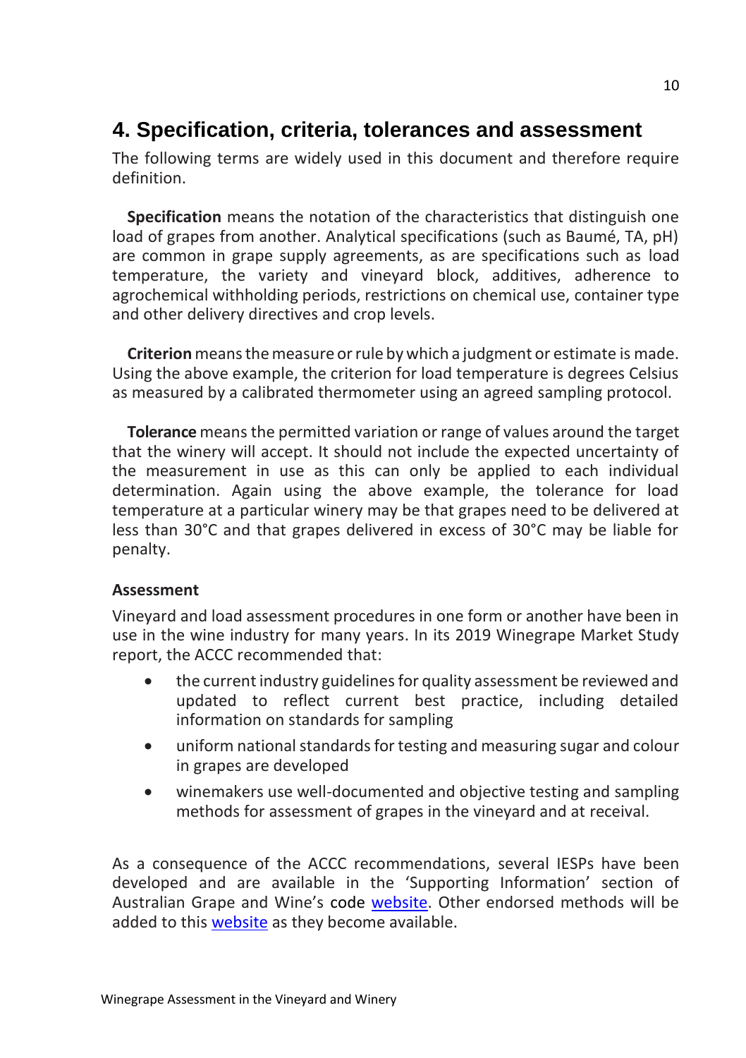## 4. Specification, criteria, tolerances and assessment

The following terms are widely used in this document and therefore require definition.

**Specification** means the notation of the characteristics that distinguish one load of grapes from another. Analytical specifications (such as Baumé, TA, pH) are common in grape supply agreements, as are specifications such as load temperature, the variety and vineyard block, additives, adherence to agrochemical withholding periods, restrictions on chemical use, container type and other delivery directives and crop levels.

**Criterion** means the measure or rule by which a judgment or estimate is made. Using the above example, the criterion for load temperature is degrees Celsius as measured by a calibrated thermometer using an agreed sampling protocol.

**Tolerance** means the permitted variation or range of values around the target that the winery will accept. It should not include the expected uncertainty of the measurement in use as this can only be applied to each individual determination. Again using the above example, the tolerance for load temperature at a particular winery may be that grapes need to be delivered at less than 30°C and that grapes delivered in excess of 30°C may be liable for penalty.

### Assessment

Vineyard and load assessment procedures in one form or another have been in use in the wine industry for many years. In its 2019 Winegrape Market Study report, the ACCC recommended that:

- the current industry guidelines for quality assessment be reviewed and updated to reflect current best practice, including detailed information on standards for sampling
- uniform national standards for testing and measuring sugar and colour in grapes are developed
- winemakers use well-documented and objective testing and sampling methods for assessment of grapes in the vineyard and at receival.

As a consequence of the ACCC recommendations, several IESPs have been developed and are available in the 'Supporting Information' section of Australian Grape and Wine's code website. Other endorsed methods will be added to this website as they become available.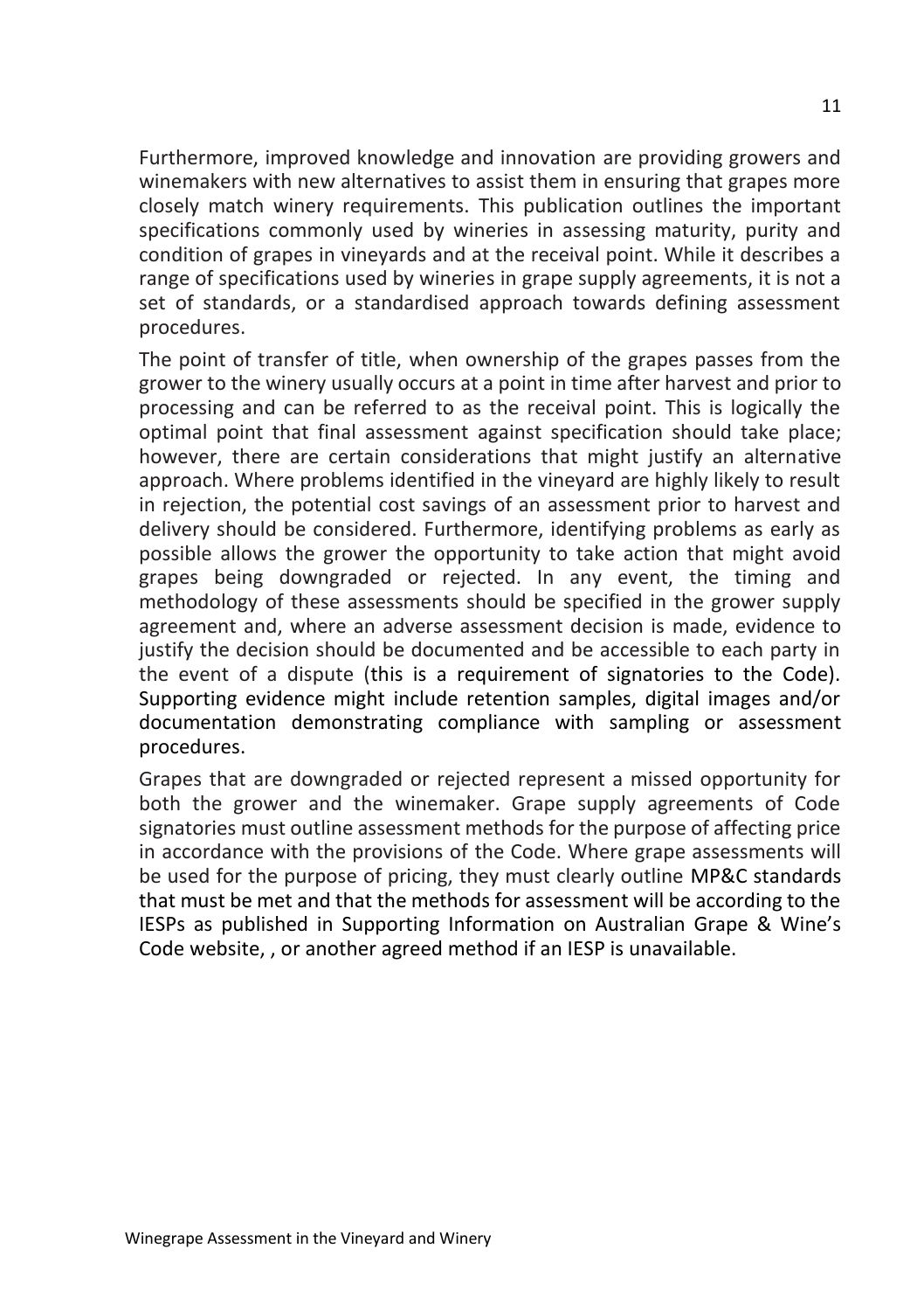Furthermore, improved knowledge and innovation are providing growers and winemakers with new alternatives to assist them in ensuring that grapes more closely match winery requirements. This publication outlines the important specifications commonly used by wineries in assessing maturity, purity and condition of grapes in vineyards and at the receival point. While it describes a range of specifications used by wineries in grape supply agreements, it is not a set of standards, or a standardised approach towards defining assessment procedures.

The point of transfer of title, when ownership of the grapes passes from the grower to the winery usually occurs at a point in time after harvest and prior to processing and can be referred to as the receival point. This is logically the optimal point that final assessment against specification should take place; however, there are certain considerations that might justify an alternative approach. Where problems identified in the vineyard are highly likely to result in rejection, the potential cost savings of an assessment prior to harvest and delivery should be considered. Furthermore, identifying problems as early as possible allows the grower the opportunity to take action that might avoid grapes being downgraded or rejected. In any event, the timing and methodology of these assessments should be specified in the grower supply agreement and, where an adverse assessment decision is made, evidence to justify the decision should be documented and be accessible to each party in the event of a dispute (this is a requirement of signatories to the Code). Supporting evidence might include retention samples, digital images and/or documentation demonstrating compliance with sampling or assessment procedures.

Grapes that are downgraded or rejected represent a missed opportunity for both the grower and the winemaker. Grape supply agreements of Code signatories must outline assessment methods for the purpose of affecting price in accordance with the provisions of the Code. Where grape assessments will be used for the purpose of pricing, they must clearly outline MP&C standards that must be met and that the methods for assessment will be according to the IESPs as published in Supporting Information on Australian Grape & Wine's Code website, , or another agreed method if an IESP is unavailable.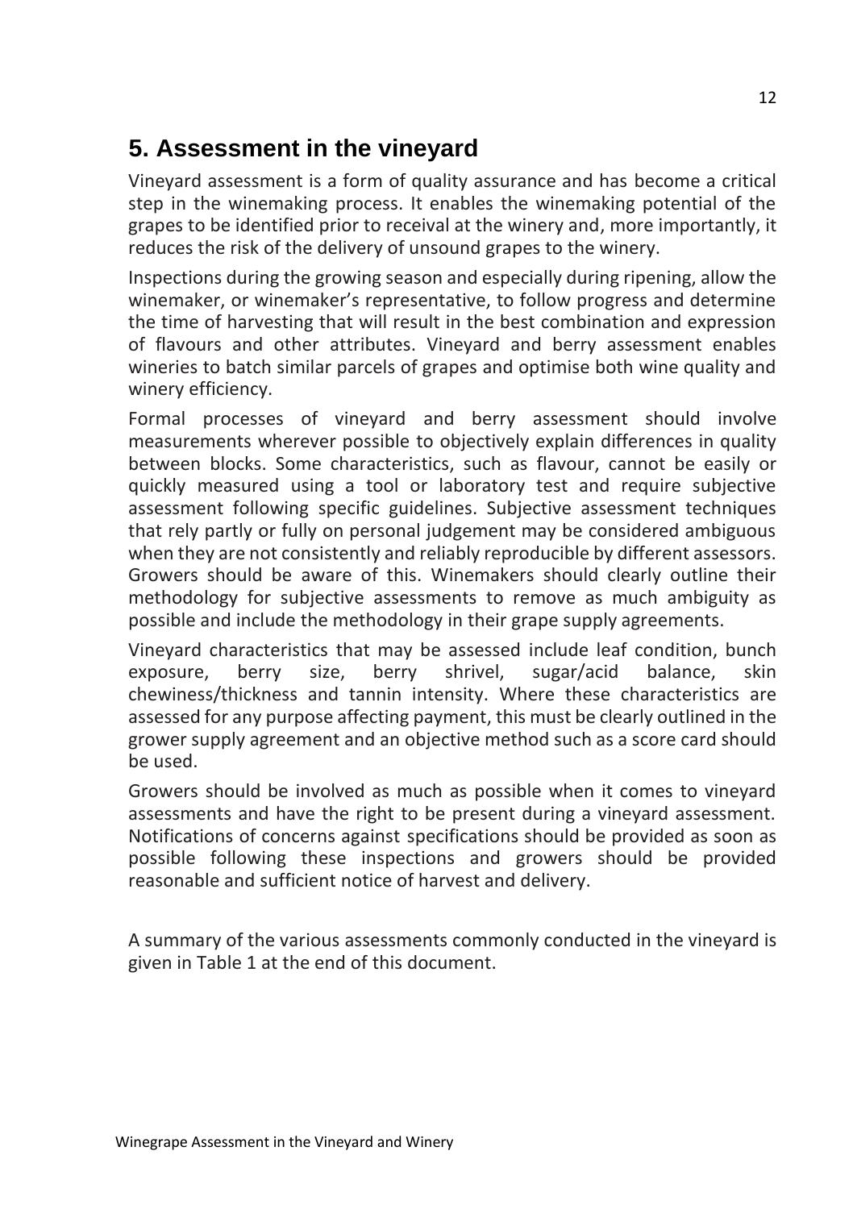## 5. Assessment in the vineyard

Vineyard assessment is a form of quality assurance and has become a critical step in the winemaking process. It enables the winemaking potential of the grapes to be identified prior to receival at the winery and, more importantly, it reduces the risk of the delivery of unsound grapes to the winery.

Inspections during the growing season and especially during ripening, allow the winemaker, or winemaker's representative, to follow progress and determine the time of harvesting that will result in the best combination and expression of flavours and other attributes. Vineyard and berry assessment enables wineries to batch similar parcels of grapes and optimise both wine quality and winery efficiency.

Formal processes of vineyard and berry assessment should involve measurements wherever possible to objectively explain differences in quality between blocks. Some characteristics, such as flavour, cannot be easily or quickly measured using a tool or laboratory test and require subjective assessment following specific guidelines. Subjective assessment techniques that rely partly or fully on personal judgement may be considered ambiguous when they are not consistently and reliably reproducible by different assessors. Growers should be aware of this. Winemakers should clearly outline their methodology for subjective assessments to remove as much ambiguity as possible and include the methodology in their grape supply agreements.

Vineyard characteristics that may be assessed include leaf condition, bunch exposure, berry size, berry shrivel, sugar/acid balance, skin chewiness/thickness and tannin intensity. Where these characteristics are assessed for any purpose affecting payment, this must be clearly outlined in the grower supply agreement and an objective method such as a score card should be used.

Growers should be involved as much as possible when it comes to vineyard assessments and have the right to be present during a vineyard assessment. Notifications of concerns against specifications should be provided as soon as possible following these inspections and growers should be provided reasonable and sufficient notice of harvest and delivery.

A summary of the various assessments commonly conducted in the vineyard is given in Table 1 at the end of this document.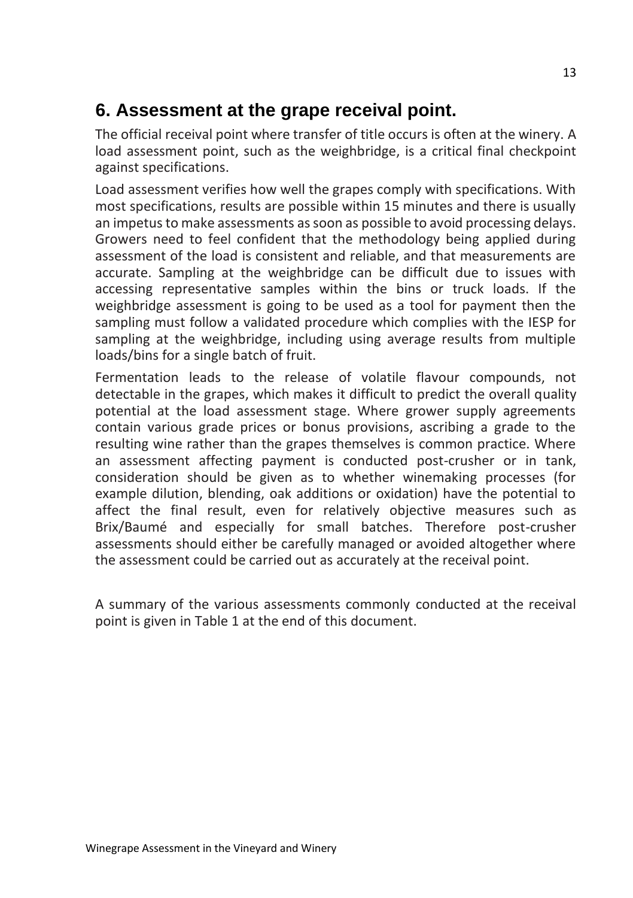# 6. Assessment at the grape receival point.

The official receival point where transfer of title occurs is often at the winery. A load assessment point, such as the weighbridge, is a critical final checkpoint against specifications.

Load assessment verifies how well the grapes comply with specifications. With most specifications, results are possible within 15 minutes and there is usually an impetus to make assessments as soon as possible to avoid processing delays. Growers need to feel confident that the methodology being applied during assessment of the load is consistent and reliable, and that measurements are accurate. Sampling at the weighbridge can be difficult due to issues with accessing representative samples within the bins or truck loads. If the weighbridge assessment is going to be used as a tool for payment then the sampling must follow a validated procedure which complies with the IESP for sampling at the weighbridge, including using average results from multiple loads/bins for a single batch of fruit.

Fermentation leads to the release of volatile flavour compounds, not detectable in the grapes, which makes it difficult to predict the overall quality potential at the load assessment stage. Where grower supply agreements contain various grade prices or bonus provisions, ascribing a grade to the resulting wine rather than the grapes themselves is common practice. Where an assessment affecting payment is conducted post-crusher or in tank, consideration should be given as to whether winemaking processes (for example dilution, blending, oak additions or oxidation) have the potential to affect the final result, even for relatively objective measures such as Brix/Baumé and especially for small batches. Therefore post-crusher assessments should either be carefully managed or avoided altogether where the assessment could be carried out as accurately at the receival point.

A summary of the various assessments commonly conducted at the receival point is given in Table 1 at the end of this document.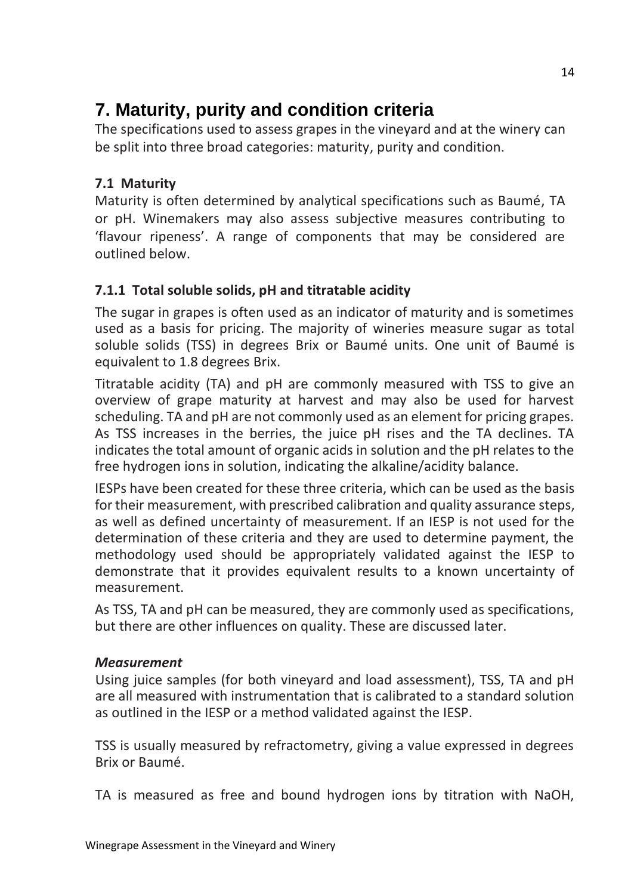# 7. Maturity, purity and condition criteria

The specifications used to assess grapes in the vineyard and at the winery can be split into three broad categories: maturity, purity and condition.

## 7.1 Maturity

Maturity is often determined by analytical specifications such as Baumé, TA or pH. Winemakers may also assess subjective measures contributing to 'flavour ripeness'. A range of components that may be considered are outlined below.

### 7.1.1 Total soluble solids, pH and titratable acidity

The sugar in grapes is often used as an indicator of maturity and is sometimes used as a basis for pricing. The majority of wineries measure sugar as total soluble solids (TSS) in degrees Brix or Baumé units. One unit of Baumé is equivalent to 1.8 degrees Brix.

Titratable acidity (TA) and pH are commonly measured with TSS to give an overview of grape maturity at harvest and may also be used for harvest scheduling. TA and pH are not commonly used as an element for pricing grapes. As TSS increases in the berries, the juice pH rises and the TA declines. TA indicates the total amount of organic acids in solution and the pH relates to the free hydrogen ions in solution, indicating the alkaline/acidity balance.

IESPs have been created for these three criteria, which can be used as the basis for their measurement, with prescribed calibration and quality assurance steps, as well as defined uncertainty of measurement. If an IESP is not used for the determination of these criteria and they are used to determine payment, the methodology used should be appropriately validated against the IESP to demonstrate that it provides equivalent results to a known uncertainty of measurement.

As TSS, TA and pH can be measured, they are commonly used as specifications, but there are other influences on quality. These are discussed later.

***Measurement***

Using juice samples (for both vineyard and load assessment), TSS, TA and pH are all measured with instrumentation that is calibrated to a standard solution as outlined in the IESP or a method validated against the IESP.

TSS is usually measured by refractometry, giving a value expressed in degrees Brix or Baumé.

TA is measured as free and bound hydrogen ions by titration with NaOH,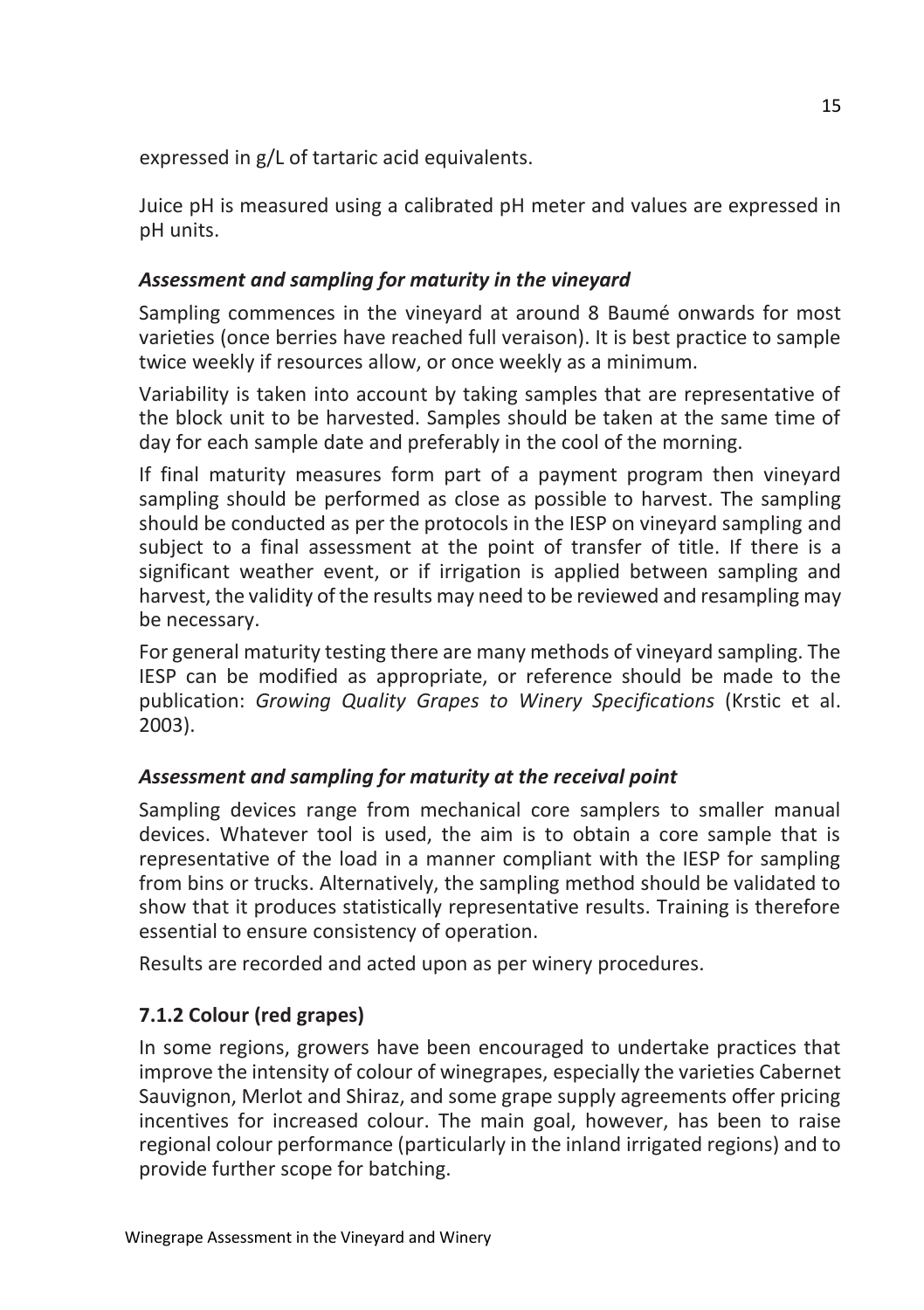expressed in g/L of tartaric acid equivalents.

Juice pH is measured using a calibrated pH meter and values are expressed in pH units.

### *Assessment and sampling for maturity in the vineyard*

Sampling commences in the vineyard at around 8 Baumé onwards for most varieties (once berries have reached full veraison). It is best practice to sample twice weekly if resources allow, or once weekly as a minimum.

Variability is taken into account by taking samples that are representative of the block unit to be harvested. Samples should be taken at the same time of day for each sample date and preferably in the cool of the morning.

If final maturity measures form part of a payment program then vineyard sampling should be performed as close as possible to harvest. The sampling should be conducted as per the protocols in the IESP on vineyard sampling and subject to a final assessment at the point of transfer of title. If there is a significant weather event, or if irrigation is applied between sampling and harvest, the validity of the results may need to be reviewed and resampling may be necessary.

For general maturity testing there are many methods of vineyard sampling. The IESP can be modified as appropriate, or reference should be made to the publication: *Growing Quality Grapes to Winery Specifications* (Krstic et al. 2003).

### *Assessment and sampling for maturity at the receival point*

Sampling devices range from mechanical core samplers to smaller manual devices. Whatever tool is used, the aim is to obtain a core sample that is representative of the load in a manner compliant with the IESP for sampling from bins or trucks. Alternatively, the sampling method should be validated to show that it produces statistically representative results. Training is therefore essential to ensure consistency of operation.

Results are recorded and acted upon as per winery procedures.

### **7.1.2 Colour (red grapes)**

In some regions, growers have been encouraged to undertake practices that improve the intensity of colour of winegrapes, especially the varieties Cabernet Sauvignon, Merlot and Shiraz, and some grape supply agreements offer pricing incentives for increased colour. The main goal, however, has been to raise regional colour performance (particularly in the inland irrigated regions) and to provide further scope for batching.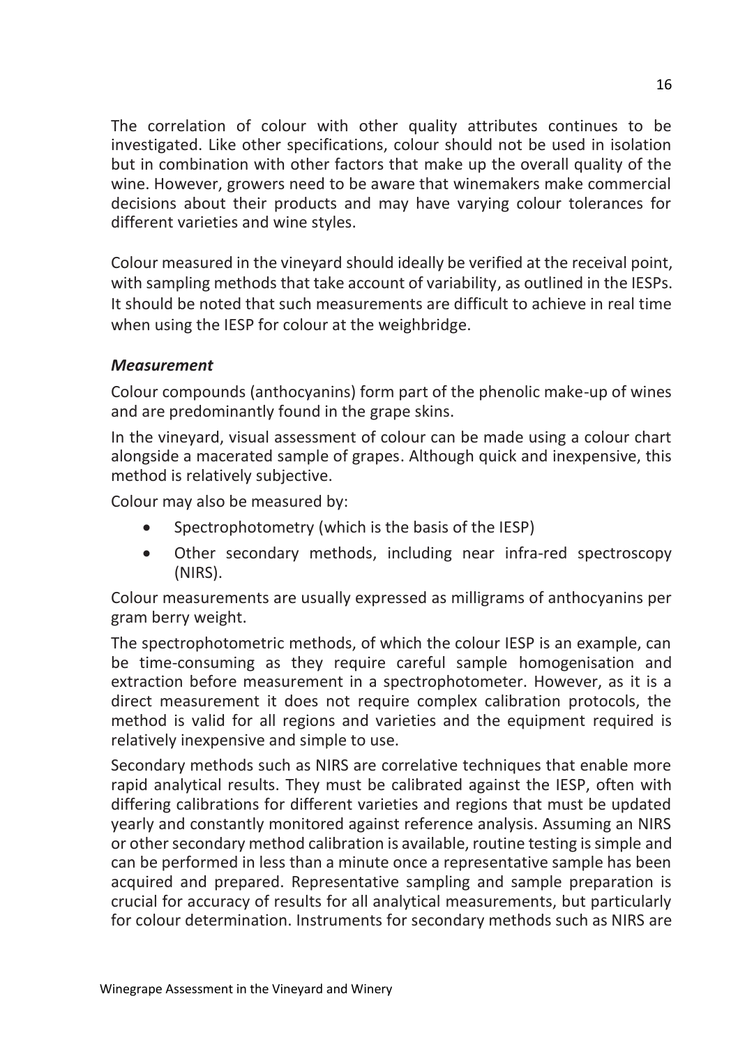The correlation of colour with other quality attributes continues to be investigated. Like other specifications, colour should not be used in isolation but in combination with other factors that make up the overall quality of the wine. However, growers need to be aware that winemakers make commercial decisions about their products and may have varying colour tolerances for different varieties and wine styles.

Colour measured in the vineyard should ideally be verified at the receival point, with sampling methods that take account of variability, as outlined in the IESPs. It should be noted that such measurements are difficult to achieve in real time when using the IESP for colour at the weighbridge.

### *Measurement*

Colour compounds (anthocyanins) form part of the phenolic make-up of wines and are predominantly found in the grape skins.

In the vineyard, visual assessment of colour can be made using a colour chart alongside a macerated sample of grapes. Although quick and inexpensive, this method is relatively subjective.

Colour may also be measured by:

- Spectrophotometry (which is the basis of the IESP)
- Other secondary methods, including near infra-red spectroscopy (NIRS).

Colour measurements are usually expressed as milligrams of anthocyanins per gram berry weight.

The spectrophotometric methods, of which the colour IESP is an example, can be time-consuming as they require careful sample homogenisation and extraction before measurement in a spectrophotometer. However, as it is a direct measurement it does not require complex calibration protocols, the method is valid for all regions and varieties and the equipment required is relatively inexpensive and simple to use.

Secondary methods such as NIRS are correlative techniques that enable more rapid analytical results. They must be calibrated against the IESP, often with differing calibrations for different varieties and regions that must be updated yearly and constantly monitored against reference analysis. Assuming an NIRS or other secondary method calibration is available, routine testing is simple and can be performed in less than a minute once a representative sample has been acquired and prepared. Representative sampling and sample preparation is crucial for accuracy of results for all analytical measurements, but particularly for colour determination. Instruments for secondary methods such as NIRS are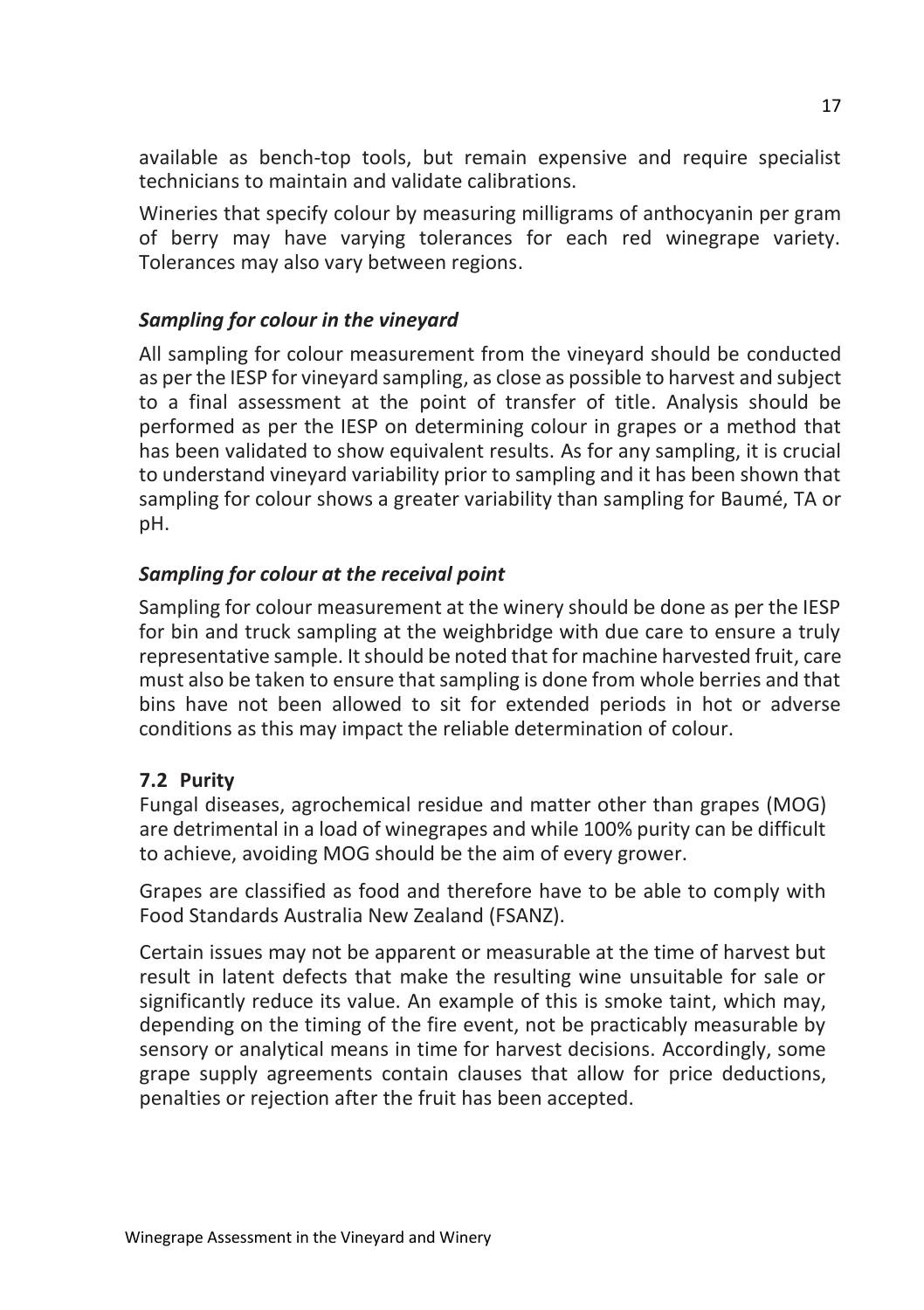available as bench-top tools, but remain expensive and require specialist technicians to maintain and validate calibrations.

Wineries that specify colour by measuring milligrams of anthocyanin per gram of berry may have varying tolerances for each red winegrape variety. Tolerances may also vary between regions.

### *Sampling for colour in the vineyard*

All sampling for colour measurement from the vineyard should be conducted as per the IESP for vineyard sampling, as close as possible to harvest and subject to a final assessment at the point of transfer of title. Analysis should be performed as per the IESP on determining colour in grapes or a method that has been validated to show equivalent results. As for any sampling, it is crucial to understand vineyard variability prior to sampling and it has been shown that sampling for colour shows a greater variability than sampling for Baumé, TA or pH.

### *Sampling for colour at the receival point*

Sampling for colour measurement at the winery should be done as per the IESP for bin and truck sampling at the weighbridge with due care to ensure a truly representative sample. It should be noted that for machine harvested fruit, care must also be taken to ensure that sampling is done from whole berries and that bins have not been allowed to sit for extended periods in hot or adverse conditions as this may impact the reliable determination of colour.

## 7.2 Purity

Fungal diseases, agrochemical residue and matter other than grapes (MOG) are detrimental in a load of winegrapes and while 100% purity can be difficult to achieve, avoiding MOG should be the aim of every grower.

Grapes are classified as food and therefore have to be able to comply with Food Standards Australia New Zealand (FSANZ).

Certain issues may not be apparent or measurable at the time of harvest but result in latent defects that make the resulting wine unsuitable for sale or significantly reduce its value. An example of this is smoke taint, which may, depending on the timing of the fire event, not be practicably measurable by sensory or analytical means in time for harvest decisions. Accordingly, some grape supply agreements contain clauses that allow for price deductions, penalties or rejection after the fruit has been accepted.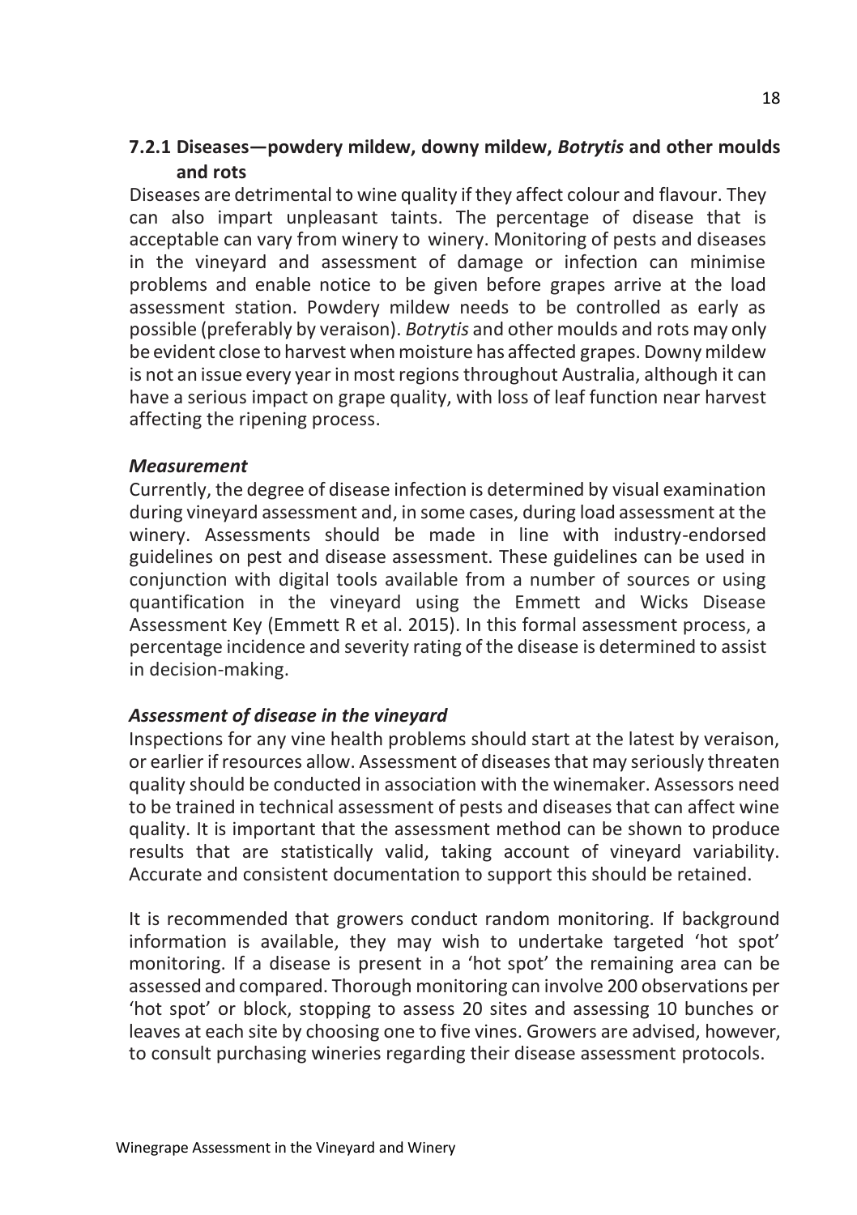### 7.2.1 Diseases—powdery mildew, downy mildew, *Botrytis* and other moulds and rots

Diseases are detrimental to wine quality if they affect colour and flavour. They can also impart unpleasant taints. The percentage of disease that is acceptable can vary from winery to winery. Monitoring of pests and diseases in the vineyard and assessment of damage or infection can minimise problems and enable notice to be given before grapes arrive at the load assessment station. Powdery mildew needs to be controlled as early as possible (preferably by veraison). *Botrytis* and other moulds and rots may only be evident close to harvest when moisture has affected grapes. Downy mildew is not an issue every year in most regions throughout Australia, although it can have a serious impact on grape quality, with loss of leaf function near harvest affecting the ripening process.

#### *Measurement*

Currently, the degree of disease infection is determined by visual examination during vineyard assessment and, in some cases, during load assessment at the winery. Assessments should be made in line with industry-endorsed guidelines on pest and disease assessment. These guidelines can be used in conjunction with digital tools available from a number of sources or using quantification in the vineyard using the Emmett and Wicks Disease Assessment Key (Emmett R et al. 2015). In this formal assessment process, a percentage incidence and severity rating of the disease is determined to assist in decision-making.

#### *Assessment of disease in the vineyard*

Inspections for any vine health problems should start at the latest by veraison, or earlier if resources allow. Assessment of diseases that may seriously threaten quality should be conducted in association with the winemaker. Assessors need to be trained in technical assessment of pests and diseases that can affect wine quality. It is important that the assessment method can be shown to produce results that are statistically valid, taking account of vineyard variability. Accurate and consistent documentation to support this should be retained.

It is recommended that growers conduct random monitoring. If background information is available, they may wish to undertake targeted 'hot spot' monitoring. If a disease is present in a 'hot spot' the remaining area can be assessed and compared. Thorough monitoring can involve 200 observations per 'hot spot' or block, stopping to assess 20 sites and assessing 10 bunches or leaves at each site by choosing one to five vines. Growers are advised, however, to consult purchasing wineries regarding their disease assessment protocols.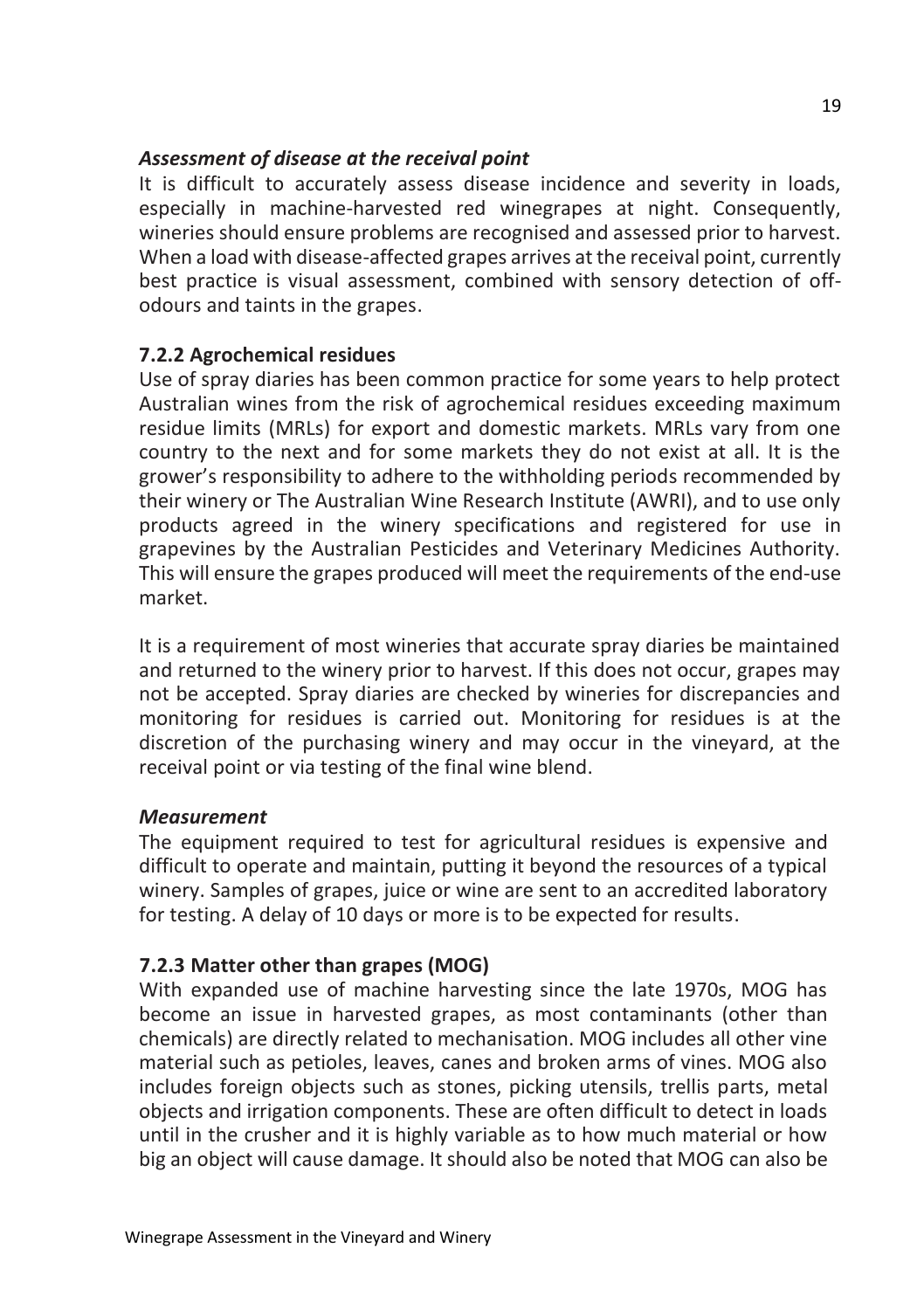### *Assessment of disease at the receival point*

It is difficult to accurately assess disease incidence and severity in loads, especially in machine-harvested red winegrapes at night. Consequently, wineries should ensure problems are recognised and assessed prior to harvest. When a load with disease-affected grapes arrives at the receival point, currently best practice is visual assessment, combined with sensory detection of off-odours and taints in the grapes.

### 7.2.2 Agrochemical residues

Use of spray diaries has been common practice for some years to help protect Australian wines from the risk of agrochemical residues exceeding maximum residue limits (MRLs) for export and domestic markets. MRLs vary from one country to the next and for some markets they do not exist at all. It is the grower's responsibility to adhere to the withholding periods recommended by their winery or The Australian Wine Research Institute (AWRI), and to use only products agreed in the winery specifications and registered for use in grapevines by the Australian Pesticides and Veterinary Medicines Authority. This will ensure the grapes produced will meet the requirements of the end-use market.

It is a requirement of most wineries that accurate spray diaries be maintained and returned to the winery prior to harvest. If this does not occur, grapes may not be accepted. Spray diaries are checked by wineries for discrepancies and monitoring for residues is carried out. Monitoring for residues is at the discretion of the purchasing winery and may occur in the vineyard, at the receival point or via testing of the final wine blend.

### *Measurement*

The equipment required to test for agricultural residues is expensive and difficult to operate and maintain, putting it beyond the resources of a typical winery. Samples of grapes, juice or wine are sent to an accredited laboratory for testing. A delay of 10 days or more is to be expected for results.

### 7.2.3 Matter other than grapes (MOG)

With expanded use of machine harvesting since the late 1970s, MOG has become an issue in harvested grapes, as most contaminants (other than chemicals) are directly related to mechanisation. MOG includes all other vine material such as petioles, leaves, canes and broken arms of vines. MOG also includes foreign objects such as stones, picking utensils, trellis parts, metal objects and irrigation components. These are often difficult to detect in loads until in the crusher and it is highly variable as to how much material or how big an object will cause damage. It should also be noted that MOG can also be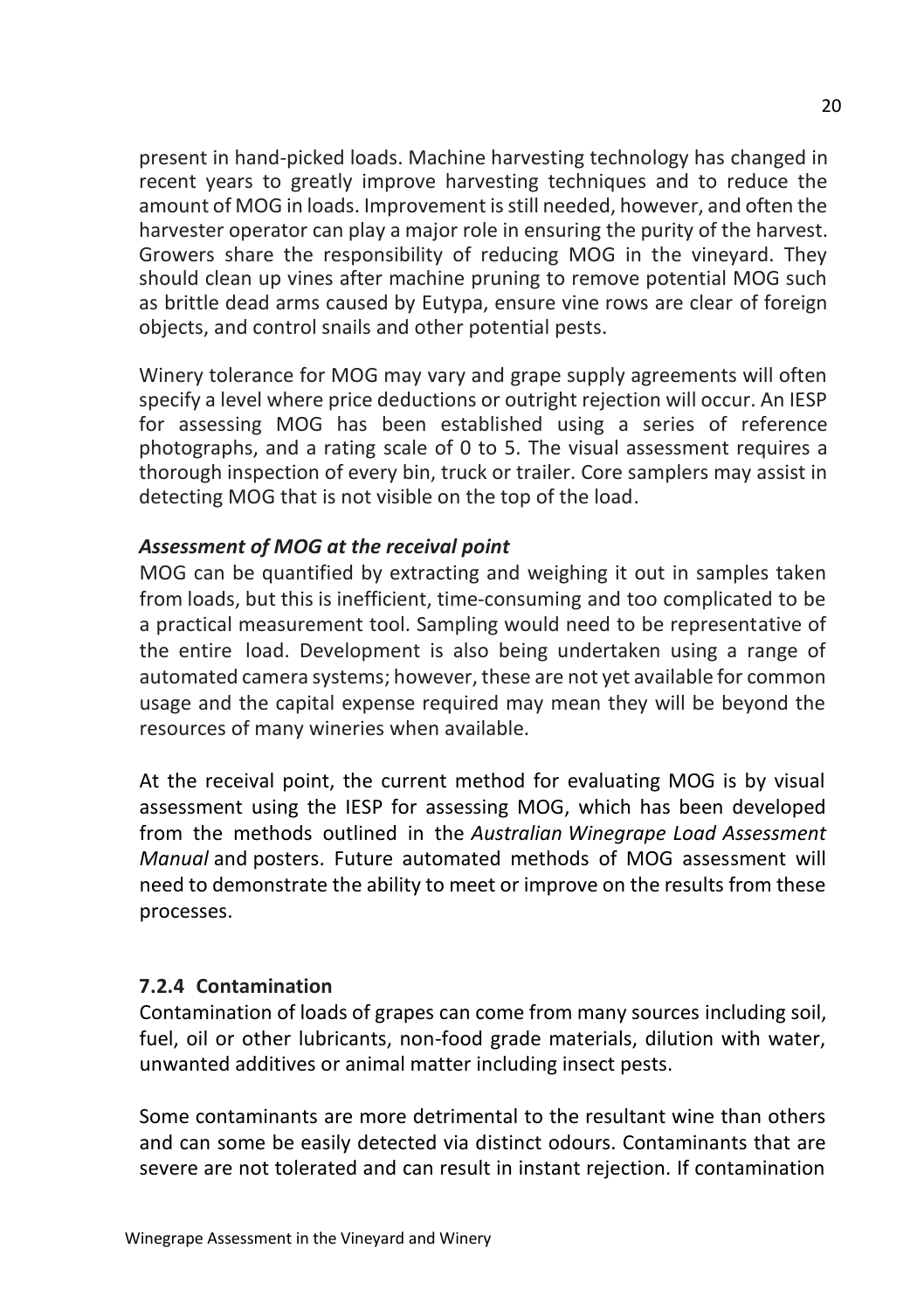present in hand-picked loads. Machine harvesting technology has changed in recent years to greatly improve harvesting techniques and to reduce the amount of MOG in loads. Improvement is still needed, however, and often the harvester operator can play a major role in ensuring the purity of the harvest. Growers share the responsibility of reducing MOG in the vineyard. They should clean up vines after machine pruning to remove potential MOG such as brittle dead arms caused by Eutypa, ensure vine rows are clear of foreign objects, and control snails and other potential pests.

Winery tolerance for MOG may vary and grape supply agreements will often specify a level where price deductions or outright rejection will occur. An IESP for assessing MOG has been established using a series of reference photographs, and a rating scale of 0 to 5. The visual assessment requires a thorough inspection of every bin, truck or trailer. Core samplers may assist in detecting MOG that is not visible on the top of the load.

***Assessment of MOG at the receival point***

MOG can be quantified by extracting and weighing it out in samples taken from loads, but this is inefficient, time-consuming and too complicated to be a practical measurement tool. Sampling would need to be representative of the entire load. Development is also being undertaken using a range of automated camera systems; however, these are not yet available for common usage and the capital expense required may mean they will be beyond the resources of many wineries when available.

At the receival point, the current method for evaluating MOG is by visual assessment using the IESP for assessing MOG, which has been developed from the methods outlined in the *Australian Winegrape Load Assessment Manual* and posters. Future automated methods of MOG assessment will need to demonstrate the ability to meet or improve on the results from these processes.

### 7.2.4 Contamination

Contamination of loads of grapes can come from many sources including soil, fuel, oil or other lubricants, non-food grade materials, dilution with water, unwanted additives or animal matter including insect pests.

Some contaminants are more detrimental to the resultant wine than others and can some be easily detected via distinct odours. Contaminants that are severe are not tolerated and can result in instant rejection. If contamination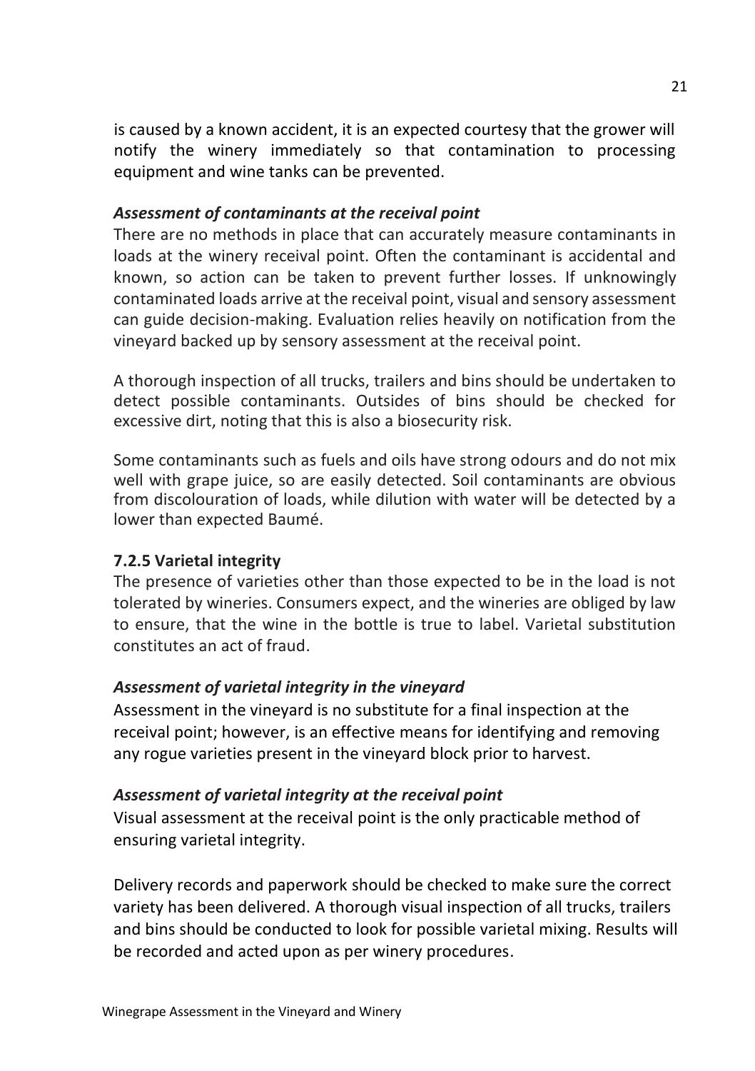is caused by a known accident, it is an expected courtesy that the grower will notify the winery immediately so that contamination to processing equipment and wine tanks can be prevented.

***Assessment of contaminants at the receival point***

There are no methods in place that can accurately measure contaminants in loads at the winery receival point. Often the contaminant is accidental and known, so action can be taken to prevent further losses. If unknowingly contaminated loads arrive at the receival point, visual and sensory assessment can guide decision-making. Evaluation relies heavily on notification from the vineyard backed up by sensory assessment at the receival point.

A thorough inspection of all trucks, trailers and bins should be undertaken to detect possible contaminants. Outsides of bins should be checked for excessive dirt, noting that this is also a biosecurity risk.

Some contaminants such as fuels and oils have strong odours and do not mix well with grape juice, so are easily detected. Soil contaminants are obvious from discolouration of loads, while dilution with water will be detected by a lower than expected Baumé.

### 7.2.5 Varietal integrity

The presence of varieties other than those expected to be in the load is not tolerated by wineries. Consumers expect, and the wineries are obliged by law to ensure, that the wine in the bottle is true to label. Varietal substitution constitutes an act of fraud.

***Assessment of varietal integrity in the vineyard***

Assessment in the vineyard is no substitute for a final inspection at the receival point; however, is an effective means for identifying and removing any rogue varieties present in the vineyard block prior to harvest.

***Assessment of varietal integrity at the receival point***

Visual assessment at the receival point is the only practicable method of ensuring varietal integrity.

Delivery records and paperwork should be checked to make sure the correct variety has been delivered. A thorough visual inspection of all trucks, trailers and bins should be conducted to look for possible varietal mixing. Results will be recorded and acted upon as per winery procedures.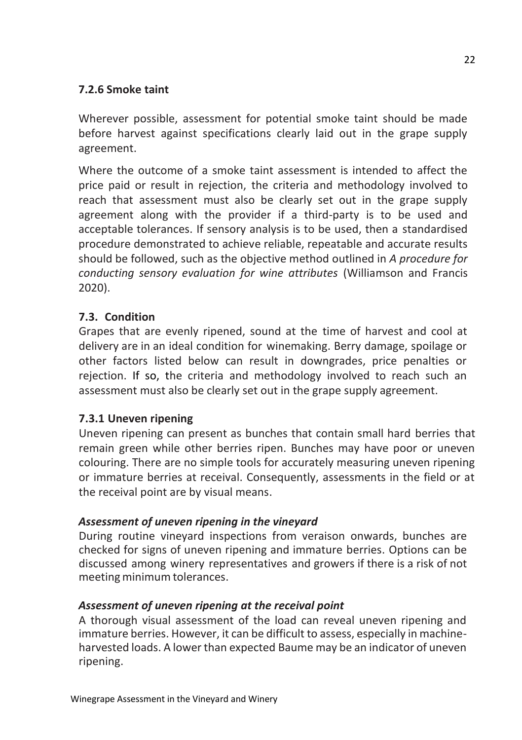### 7.2.6 Smoke taint

Wherever possible, assessment for potential smoke taint should be made before harvest against specifications clearly laid out in the grape supply agreement.

Where the outcome of a smoke taint assessment is intended to affect the price paid or result in rejection, the criteria and methodology involved to reach that assessment must also be clearly set out in the grape supply agreement along with the provider if a third-party is to be used and acceptable tolerances. If sensory analysis is to be used, then a standardised procedure demonstrated to achieve reliable, repeatable and accurate results should be followed, such as the objective method outlined in *A procedure for conducting sensory evaluation for wine attributes* (Williamson and Francis 2020).

## 7.3. Condition

Grapes that are evenly ripened, sound at the time of harvest and cool at delivery are in an ideal condition for winemaking. Berry damage, spoilage or other factors listed below can result in downgrades, price penalties or rejection. If so, the criteria and methodology involved to reach such an assessment must also be clearly set out in the grape supply agreement.

### 7.3.1 Uneven ripening

Uneven ripening can present as bunches that contain small hard berries that remain green while other berries ripen. Bunches may have poor or uneven colouring. There are no simple tools for accurately measuring uneven ripening or immature berries at receival. Consequently, assessments in the field or at the receival point are by visual means.

#### *Assessment of uneven ripening in the vineyard*

During routine vineyard inspections from veraison onwards, bunches are checked for signs of uneven ripening and immature berries. Options can be discussed among winery representatives and growers if there is a risk of not meeting minimum tolerances.

#### *Assessment of uneven ripening at the receival point*

A thorough visual assessment of the load can reveal uneven ripening and immature berries. However, it can be difficult to assess, especially in machine-harvested loads. A lower than expected Baume may be an indicator of uneven ripening.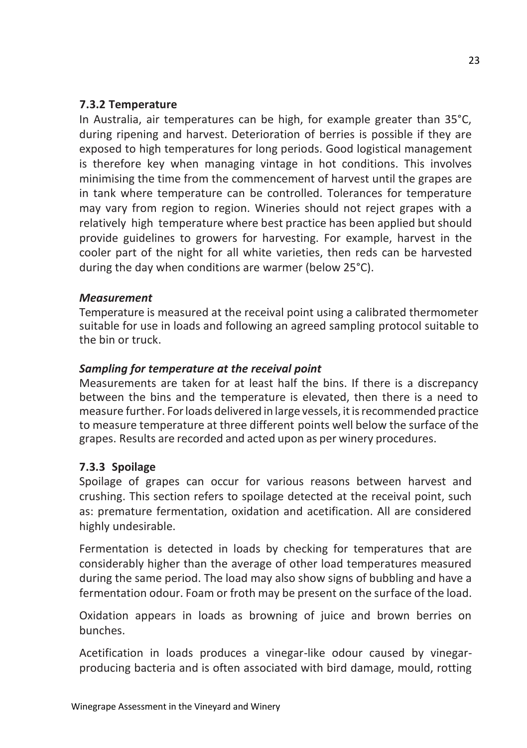### 7.3.2 Temperature

In Australia, air temperatures can be high, for example greater than 35°C, during ripening and harvest. Deterioration of berries is possible if they are exposed to high temperatures for long periods. Good logistical management is therefore key when managing vintage in hot conditions. This involves minimising the time from the commencement of harvest until the grapes are in tank where temperature can be controlled. Tolerances for temperature may vary from region to region. Wineries should not reject grapes with a relatively high temperature where best practice has been applied but should provide guidelines to growers for harvesting. For example, harvest in the cooler part of the night for all white varieties, then reds can be harvested during the day when conditions are warmer (below 25°C).

***Measurement***

Temperature is measured at the receival point using a calibrated thermometer suitable for use in loads and following an agreed sampling protocol suitable to the bin or truck.

***Sampling for temperature at the receival point***

Measurements are taken for at least half the bins. If there is a discrepancy between the bins and the temperature is elevated, then there is a need to measure further. For loads delivered in large vessels, it is recommended practice to measure temperature at three different points well below the surface of the grapes. Results are recorded and acted upon as per winery procedures.

### 7.3.3 Spoilage

Spoilage of grapes can occur for various reasons between harvest and crushing. This section refers to spoilage detected at the receival point, such as: premature fermentation, oxidation and acetification. All are considered highly undesirable.

Fermentation is detected in loads by checking for temperatures that are considerably higher than the average of other load temperatures measured during the same period. The load may also show signs of bubbling and have a fermentation odour. Foam or froth may be present on the surface of the load.

Oxidation appears in loads as browning of juice and brown berries on bunches.

Acetification in loads produces a vinegar-like odour caused by vinegar-producing bacteria and is often associated with bird damage, mould, rotting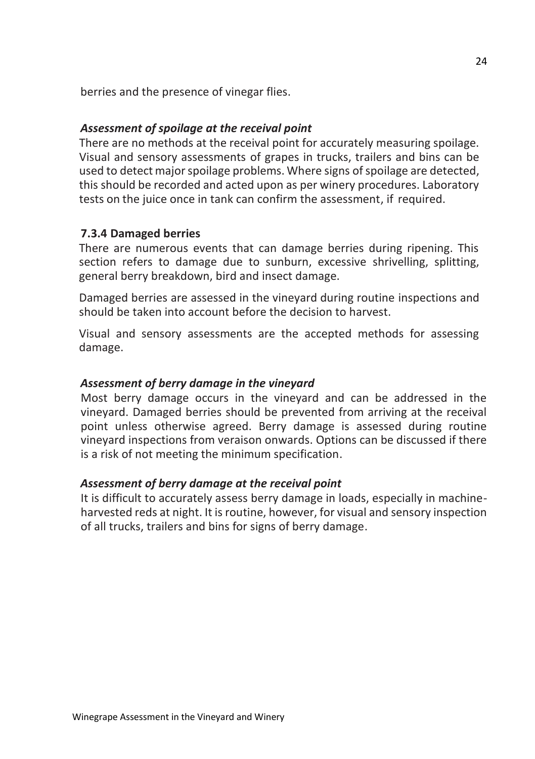berries and the presence of vinegar flies.

*Assessment of spoilage at the receival point*

There are no methods at the receival point for accurately measuring spoilage. Visual and sensory assessments of grapes in trucks, trailers and bins can be used to detect major spoilage problems. Where signs of spoilage are detected, this should be recorded and acted upon as per winery procedures. Laboratory tests on the juice once in tank can confirm the assessment, if required.

### 7.3.4 Damaged berries

There are numerous events that can damage berries during ripening. This section refers to damage due to sunburn, excessive shrivelling, splitting, general berry breakdown, bird and insect damage.

Damaged berries are assessed in the vineyard during routine inspections and should be taken into account before the decision to harvest.

Visual and sensory assessments are the accepted methods for assessing damage.

*Assessment of berry damage in the vineyard*

Most berry damage occurs in the vineyard and can be addressed in the vineyard. Damaged berries should be prevented from arriving at the receival point unless otherwise agreed. Berry damage is assessed during routine vineyard inspections from veraison onwards. Options can be discussed if there is a risk of not meeting the minimum specification.

*Assessment of berry damage at the receival point*

It is difficult to accurately assess berry damage in loads, especially in machine-harvested reds at night. It is routine, however, for visual and sensory inspection of all trucks, trailers and bins for signs of berry damage.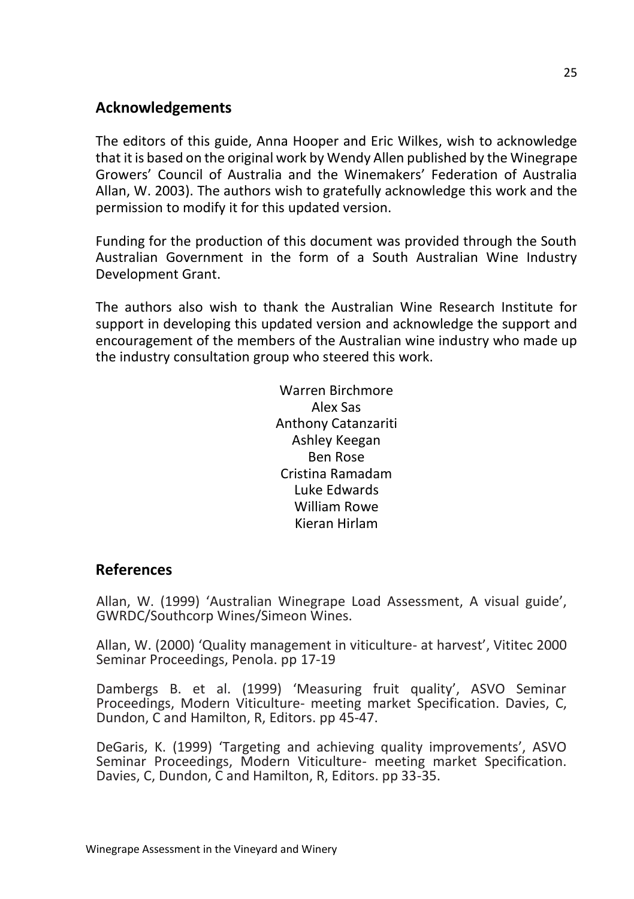## Acknowledgements

The editors of this guide, Anna Hooper and Eric Wilkes, wish to acknowledge that it is based on the original work by Wendy Allen published by the Winegrape Growers' Council of Australia and the Winemakers' Federation of Australia Allan, W. 2003). The authors wish to gratefully acknowledge this work and the permission to modify it for this updated version.

Funding for the production of this document was provided through the South Australian Government in the form of a South Australian Wine Industry Development Grant.

The authors also wish to thank the Australian Wine Research Institute for support in developing this updated version and acknowledge the support and encouragement of the members of the Australian wine industry who made up the industry consultation group who steered this work.

Warren Birchmore
Alex Sas
Anthony Catanzariti
Ashley Keegan
Ben Rose
Cristina Ramadam
Luke Edwards
William Rowe
Kieran Hirlam

## References

Allan, W. (1999) 'Australian Winegrape Load Assessment, A visual guide', GWRDC/Southcorp Wines/Simeon Wines.

Allan, W. (2000) 'Quality management in viticulture- at harvest', Vititec 2000 Seminar Proceedings, Penola. pp 17-19

Dambergs B. et al. (1999) 'Measuring fruit quality', ASVO Seminar Proceedings, Modern Viticulture- meeting market Specification. Davies, C, Dundon, C and Hamilton, R, Editors. pp 45-47.

DeGaris, K. (1999) 'Targeting and achieving quality improvements', ASVO Seminar Proceedings, Modern Viticulture- meeting market Specification. Davies, C, Dundon, C and Hamilton, R, Editors. pp 33-35.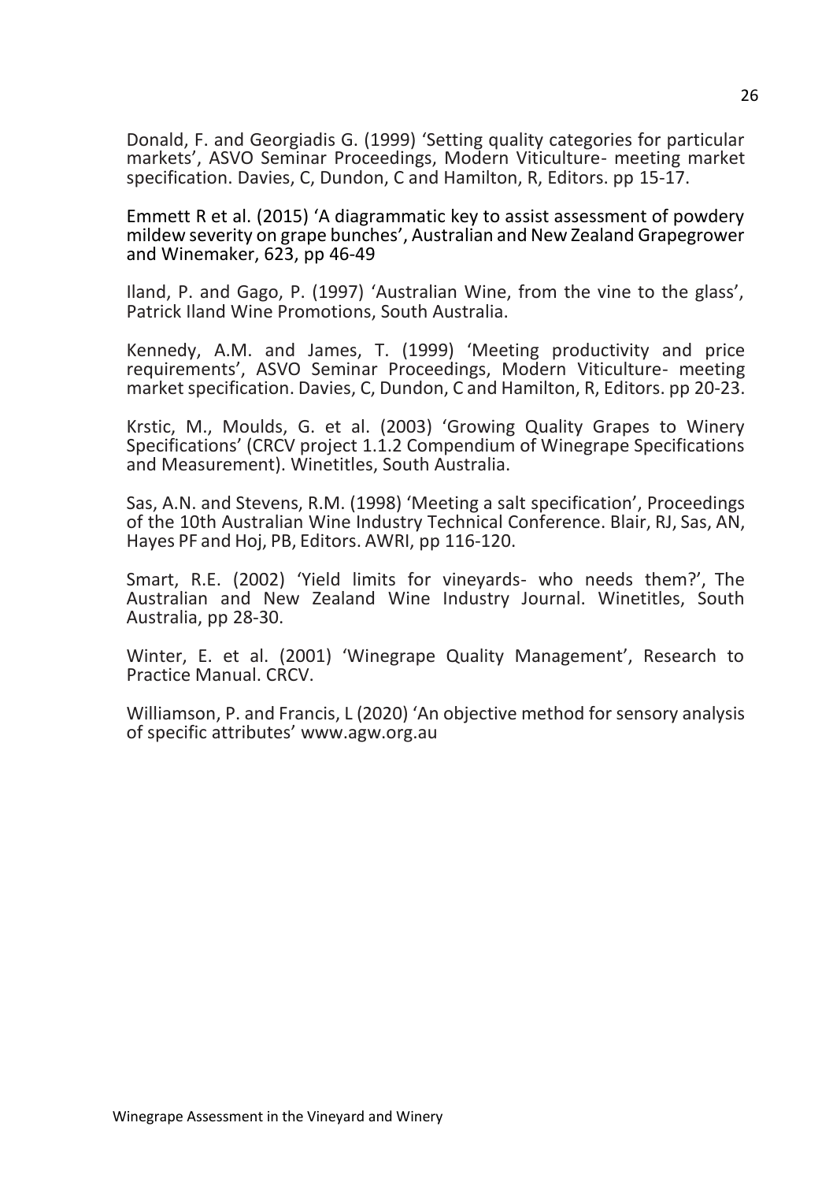Donald, F. and Georgiadis G. (1999) 'Setting quality categories for particular markets', ASVO Seminar Proceedings, Modern Viticulture- meeting market specification. Davies, C, Dundon, C and Hamilton, R, Editors. pp 15-17.

Emmett R et al. (2015) 'A diagrammatic key to assist assessment of powdery mildew severity on grape bunches', Australian and New Zealand Grapegrower and Winemaker, 623, pp 46-49

Iland, P. and Gago, P. (1997) 'Australian Wine, from the vine to the glass', Patrick Iland Wine Promotions, South Australia.

Kennedy, A.M. and James, T. (1999) 'Meeting productivity and price requirements', ASVO Seminar Proceedings, Modern Viticulture- meeting market specification. Davies, C, Dundon, C and Hamilton, R, Editors. pp 20-23.

Krstic, M., Moulds, G. et al. (2003) 'Growing Quality Grapes to Winery Specifications' (CRCV project 1.1.2 Compendium of Winegrape Specifications and Measurement). Winetitles, South Australia.

Sas, A.N. and Stevens, R.M. (1998) 'Meeting a salt specification', Proceedings of the 10th Australian Wine Industry Technical Conference. Blair, RJ, Sas, AN, Hayes PF and Hoj, PB, Editors. AWRI, pp 116-120.

Smart, R.E. (2002) 'Yield limits for vineyards- who needs them?', The Australian and New Zealand Wine Industry Journal. Winetitles, South Australia, pp 28-30.

Winter, E. et al. (2001) 'Winegrape Quality Management', Research to Practice Manual. CRCV.

Williamson, P. and Francis, L (2020) 'An objective method for sensory analysis of specific attributes' www.agw.org.au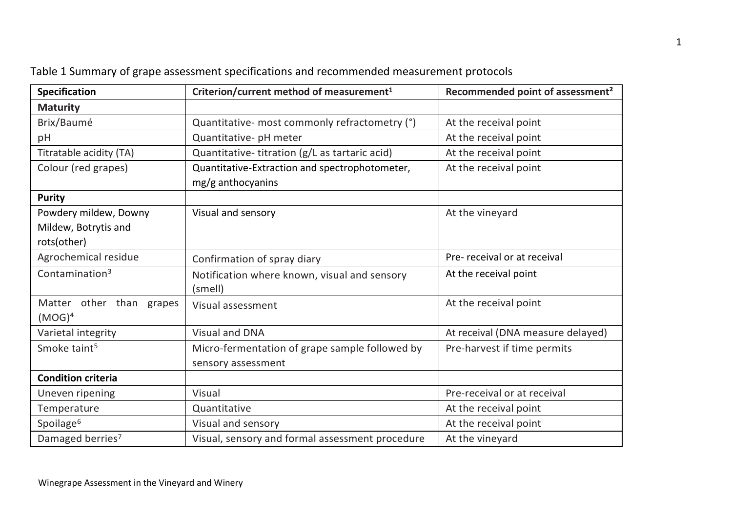Table 1 Summary of grape assessment specifications and recommended measurement protocols

| Specification | Criterion/current method of measurement[1] | Recommended point of assessment[2] |
|---|---|---|
| **Maturity** | | |
| Brix/Baumé | Quantitative- most commonly refractometry (°) | At the receival point |
| pH | Quantitative- pH meter | At the receival point |
| Titratable acidity (TA) | Quantitative- titration (g/L as tartaric acid) | At the receival point |
| Colour (red grapes) | Quantitative-Extraction and spectrophotometer, mg/g anthocyanins | At the receival point |
| **Purity** | | |
| Powdery mildew, Downy Mildew, Botrytis and rots(other) | Visual and sensory | At the vineyard |
| Agrochemical residue | Confirmation of spray diary | Pre- receival or at receival |
| Contamination[3] | Notification where known, visual and sensory (smell) | At the receival point |
| Matter other than grapes (MOG)[4] | Visual assessment | At the receival point |
| Varietal integrity | Visual and DNA | At receival (DNA measure delayed) |
| Smoke taint[5] | Micro-fermentation of grape sample followed by sensory assessment | Pre-harvest if time permits |
| **Condition criteria** | | |
| Uneven ripening | Visual | Pre-receival or at receival |
| Temperature | Quantitative | At the receival point |
| Spoilage[6] | Visual and sensory | At the receival point |
| Damaged berries[7] | Visual, sensory and formal assessment procedure | At the vineyard |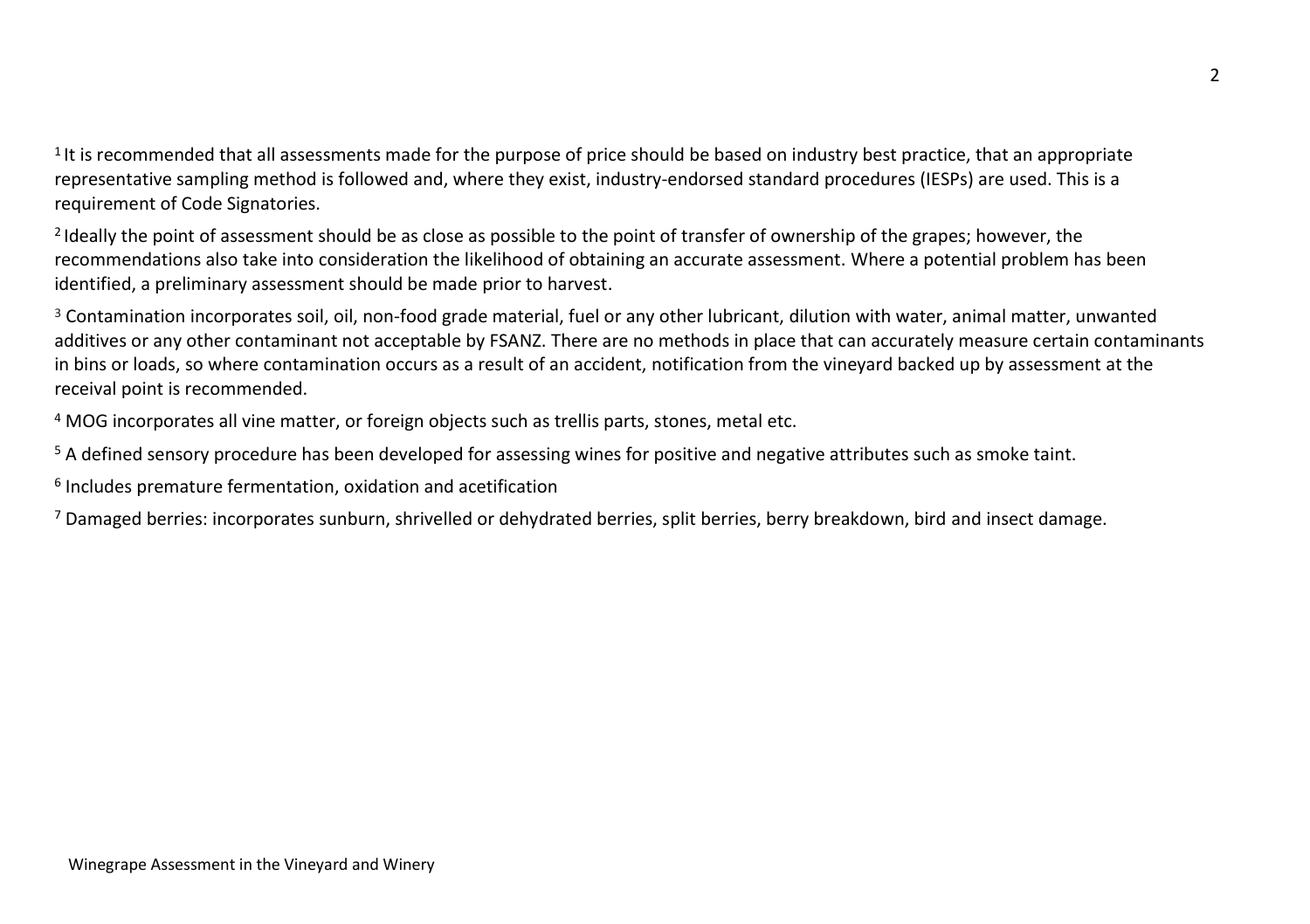[1] It is recommended that all assessments made for the purpose of price should be based on industry best practice, that an appropriate representative sampling method is followed and, where they exist, industry-endorsed standard procedures (IESPs) are used. This is a requirement of Code Signatories.

[2] Ideally the point of assessment should be as close as possible to the point of transfer of ownership of the grapes; however, the recommendations also take into consideration the likelihood of obtaining an accurate assessment. Where a potential problem has been identified, a preliminary assessment should be made prior to harvest.

[3] Contamination incorporates soil, oil, non-food grade material, fuel or any other lubricant, dilution with water, animal matter, unwanted additives or any other contaminant not acceptable by FSANZ. There are no methods in place that can accurately measure certain contaminants in bins or loads, so where contamination occurs as a result of an accident, notification from the vineyard backed up by assessment at the receival point is recommended.

[4] MOG incorporates all vine matter, or foreign objects such as trellis parts, stones, metal etc.

[5] A defined sensory procedure has been developed for assessing wines for positive and negative attributes such as smoke taint.

[6] Includes premature fermentation, oxidation and acetification

[7] Damaged berries: incorporates sunburn, shrivelled or dehydrated berries, split berries, berry breakdown, bird and insect damage.